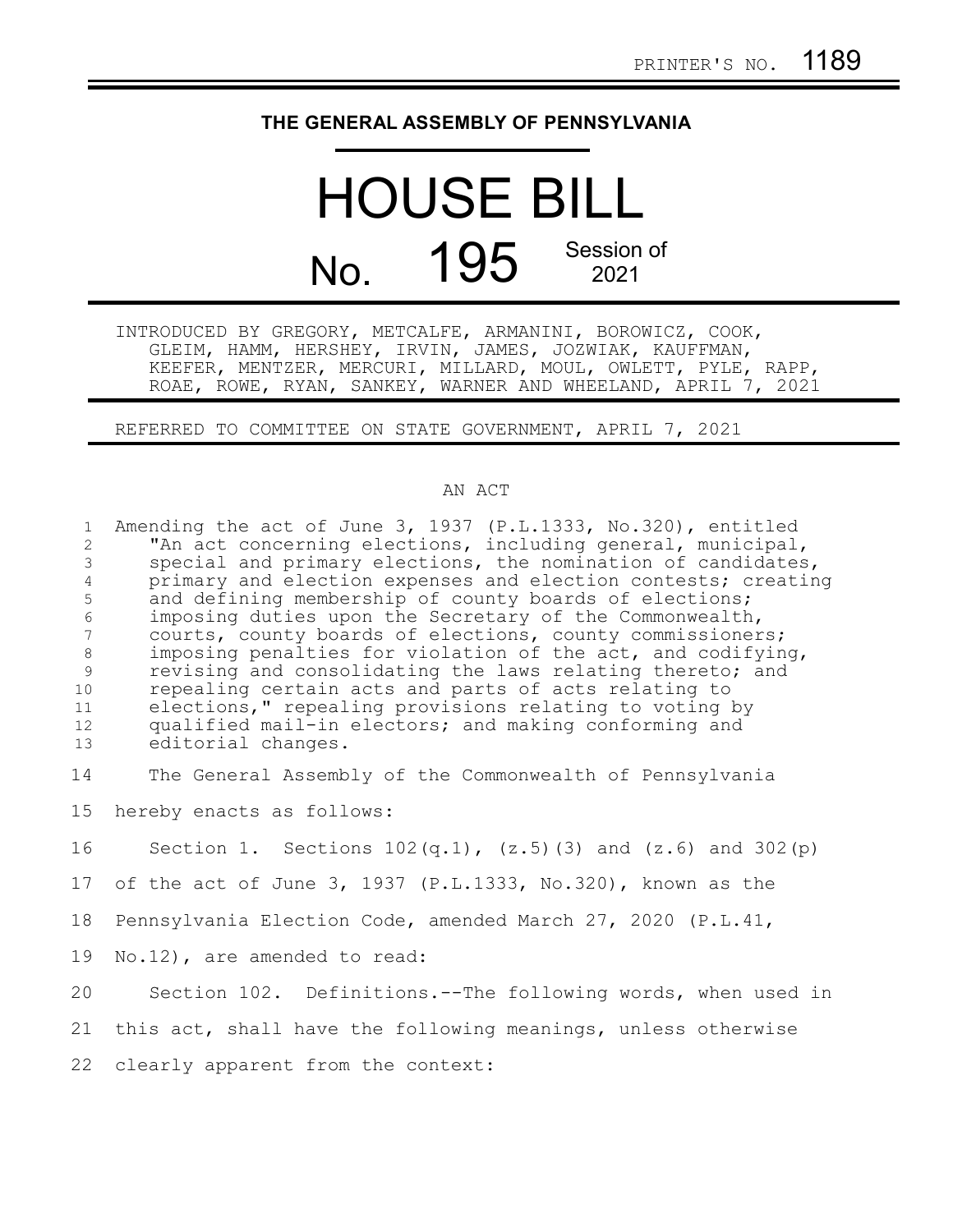PRINTER'S NO. 1189

# THE GENERAL ASSEMBLY OF PENNSYLVANIA

# HOUSE BILL

## No. 195 Session of 2021

INTRODUCED BY GREGORY, METCALFE, ARMANINI, BOROWICZ, COOK, GLEIM, HAMM, HERSHEY, IRVIN, JAMES, JOZWIAK, KAUFFMAN, KEEFER, MENTZER, MERCURI, MILLARD, MOUL, OWLETT, PYLE, RAPP, ROAE, ROWE, RYAN, SANKEY, WARNER AND WHEELAND, APRIL 7, 2021

REFERRED TO COMMITTEE ON STATE GOVERNMENT, APRIL 7, 2021

AN ACT

Amending the act of June 3, 1937 (P.L.1333, No.320), entitled "An act concerning elections, including general, municipal, special and primary elections, the nomination of candidates, primary and election expenses and election contests; creating and defining membership of county boards of elections; imposing duties upon the Secretary of the Commonwealth, courts, county boards of elections, county commissioners; imposing penalties for violation of the act, and codifying, revising and consolidating the laws relating thereto; and repealing certain acts and parts of acts relating to elections," repealing provisions relating to voting by qualified mail-in electors; and making conforming and editorial changes.

The General Assembly of the Commonwealth of Pennsylvania hereby enacts as follows:

Section 1. Sections 102(q.1), (z.5)(3) and (z.6) and 302(p) of the act of June 3, 1937 (P.L.1333, No.320), known as the Pennsylvania Election Code, amended March 27, 2020 (P.L.41, No.12), are amended to read:

Section 102. Definitions.--The following words, when used in this act, shall have the following meanings, unless otherwise clearly apparent from the context: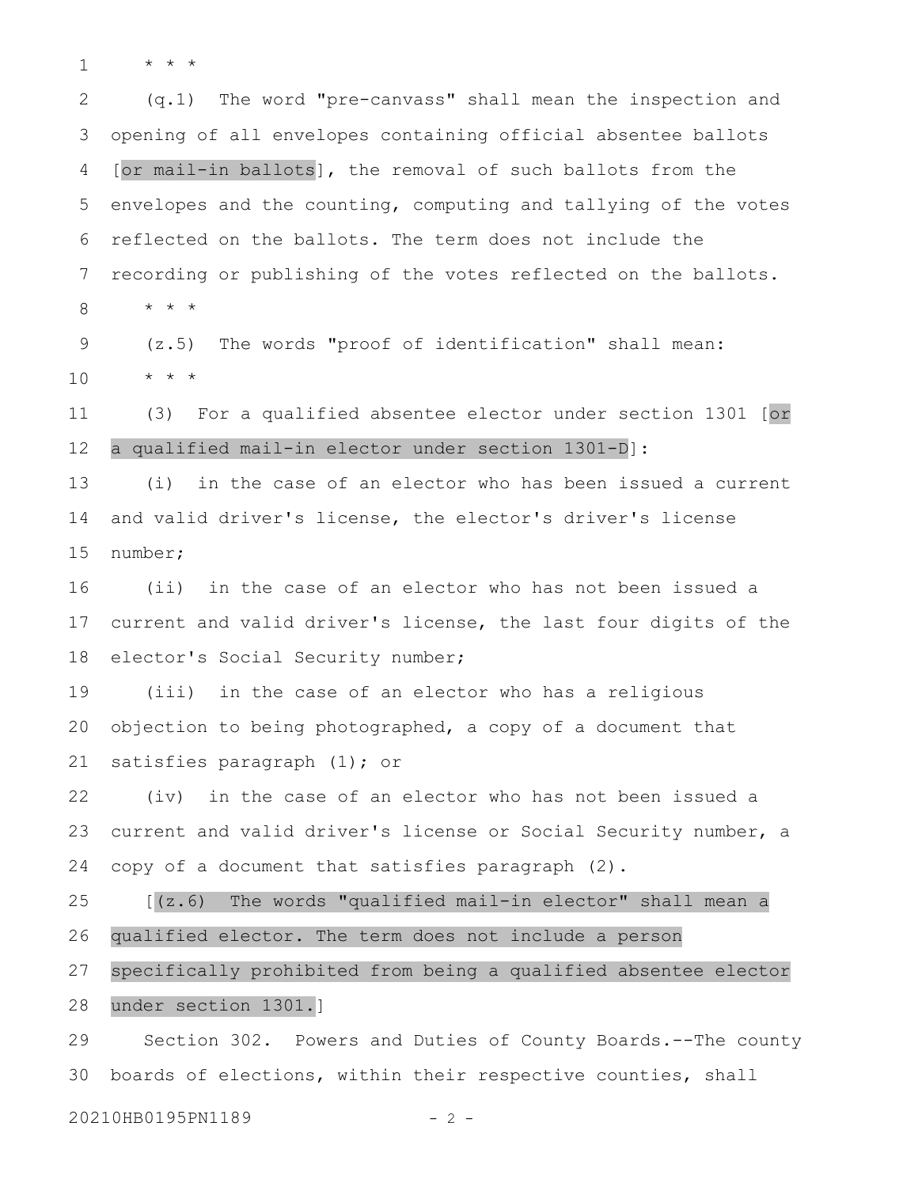* * *

(q.1) The word "pre-canvass" shall mean the inspection and opening of all envelopes containing official absentee ballots [or mail-in ballots], the removal of such ballots from the envelopes and the counting, computing and tallying of the votes reflected on the ballots. The term does not include the recording or publishing of the votes reflected on the ballots.

* * *

(z.5) The words "proof of identification" shall mean:

* * *

(3) For a qualified absentee elector under section 1301 [or a qualified mail-in elector under section 1301-D]:

(i) in the case of an elector who has been issued a current and valid driver's license, the elector's driver's license number;

(ii) in the case of an elector who has not been issued a current and valid driver's license, the last four digits of the elector's Social Security number;

(iii) in the case of an elector who has a religious objection to being photographed, a copy of a document that satisfies paragraph (1); or

(iv) in the case of an elector who has not been issued a current and valid driver's license or Social Security number, a copy of a document that satisfies paragraph (2).

[(z.6) The words "qualified mail-in elector" shall mean a qualified elector. The term does not include a person specifically prohibited from being a qualified absentee elector under section 1301.]

Section 302. Powers and Duties of County Boards.--The county boards of elections, within their respective counties, shall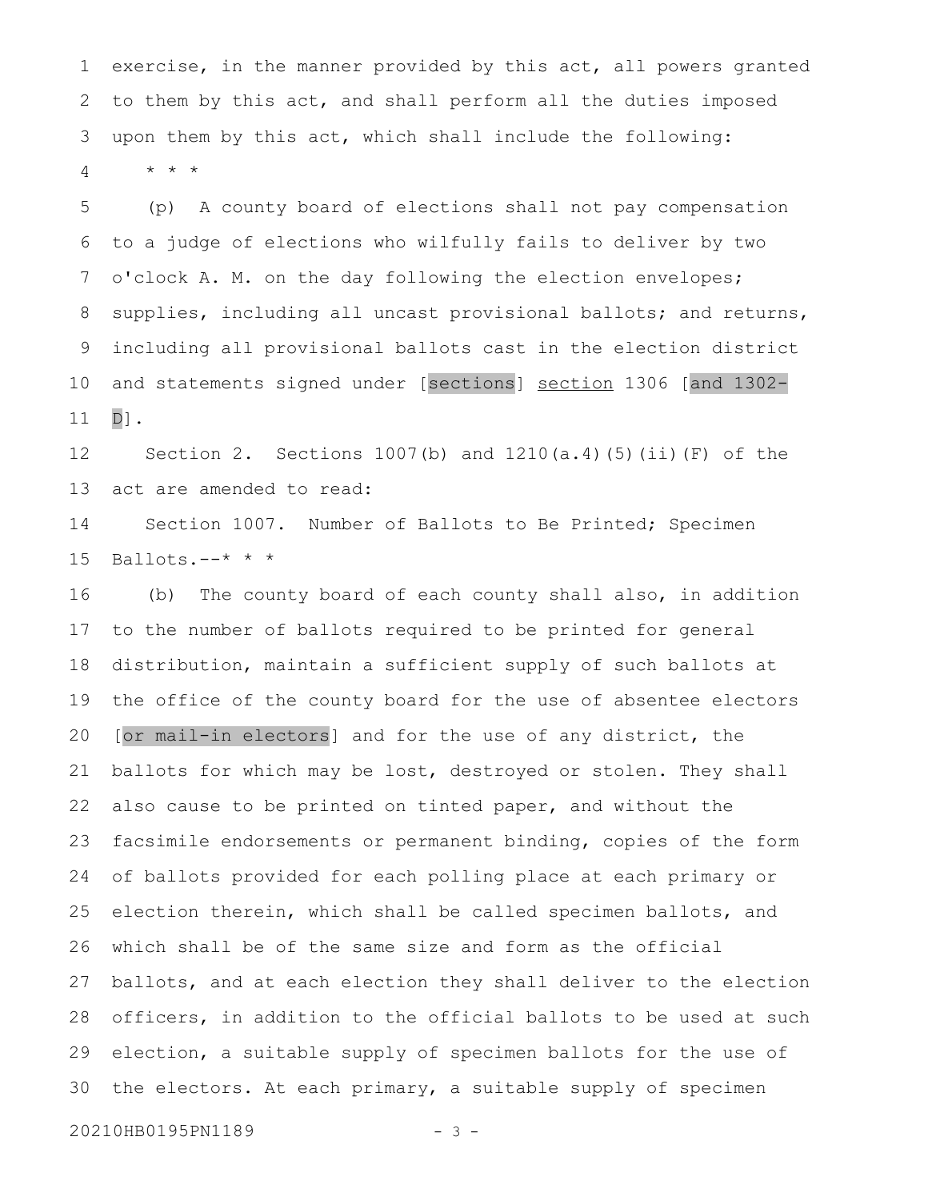exercise, in the manner provided by this act, all powers granted to them by this act, and shall perform all the duties imposed upon them by this act, which shall include the following:

* * *

(p) A county board of elections shall not pay compensation to a judge of elections who wilfully fails to deliver by two o'clock A. M. on the day following the election envelopes; supplies, including all uncast provisional ballots; and returns, including all provisional ballots cast in the election district and statements signed under [sections] <u>section</u> 1306 [and 1302-D].

Section 2. Sections 1007(b) and 1210(a.4)(5)(ii)(F) of the act are amended to read:

Section 1007. Number of Ballots to Be Printed; Specimen Ballots.--* * *

(b) The county board of each county shall also, in addition to the number of ballots required to be printed for general distribution, maintain a sufficient supply of such ballots at the office of the county board for the use of absentee electors [or mail-in electors] and for the use of any district, the ballots for which may be lost, destroyed or stolen. They shall also cause to be printed on tinted paper, and without the facsimile endorsements or permanent binding, copies of the form of ballots provided for each polling place at each primary or election therein, which shall be called specimen ballots, and which shall be of the same size and form as the official ballots, and at each election they shall deliver to the election officers, in addition to the official ballots to be used at such election, a suitable supply of specimen ballots for the use of the electors. At each primary, a suitable supply of specimen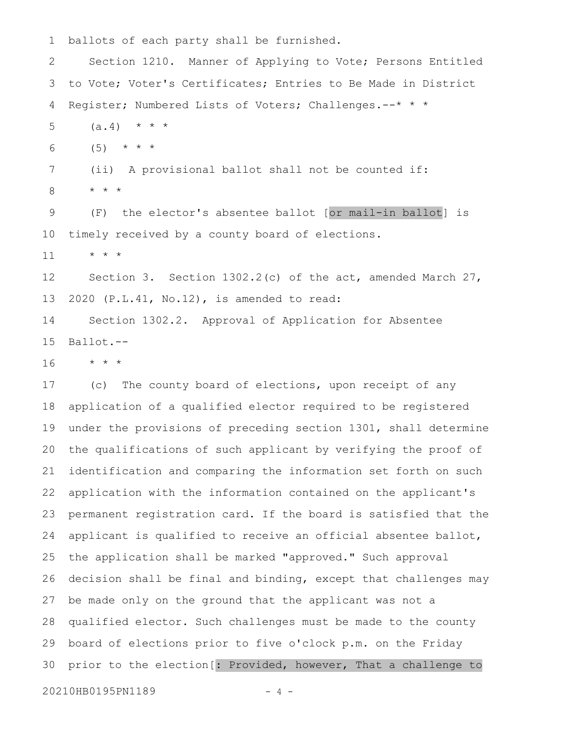ballots of each party shall be furnished.

Section 1210. Manner of Applying to Vote; Persons Entitled to Vote; Voter's Certificates; Entries to Be Made in District Register; Numbered Lists of Voters; Challenges.--* * *

(a.4) * * *

(5) * * *

(ii) A provisional ballot shall not be counted if:

* * *

(F) the elector's absentee ballot [or mail-in ballot] is timely received by a county board of elections.

* * *

Section 3. Section 1302.2(c) of the act, amended March 27, 2020 (P.L.41, No.12), is amended to read:

Section 1302.2. Approval of Application for Absentee Ballot.--

* * *

(c) The county board of elections, upon receipt of any application of a qualified elector required to be registered under the provisions of preceding section 1301, shall determine the qualifications of such applicant by verifying the proof of identification and comparing the information set forth on such application with the information contained on the applicant's permanent registration card. If the board is satisfied that the applicant is qualified to receive an official absentee ballot, the application shall be marked "approved." Such approval decision shall be final and binding, except that challenges may be made only on the ground that the applicant was not a qualified elector. Such challenges must be made to the county board of elections prior to five o'clock p.m. on the Friday prior to the election[: Provided, however, That a challenge to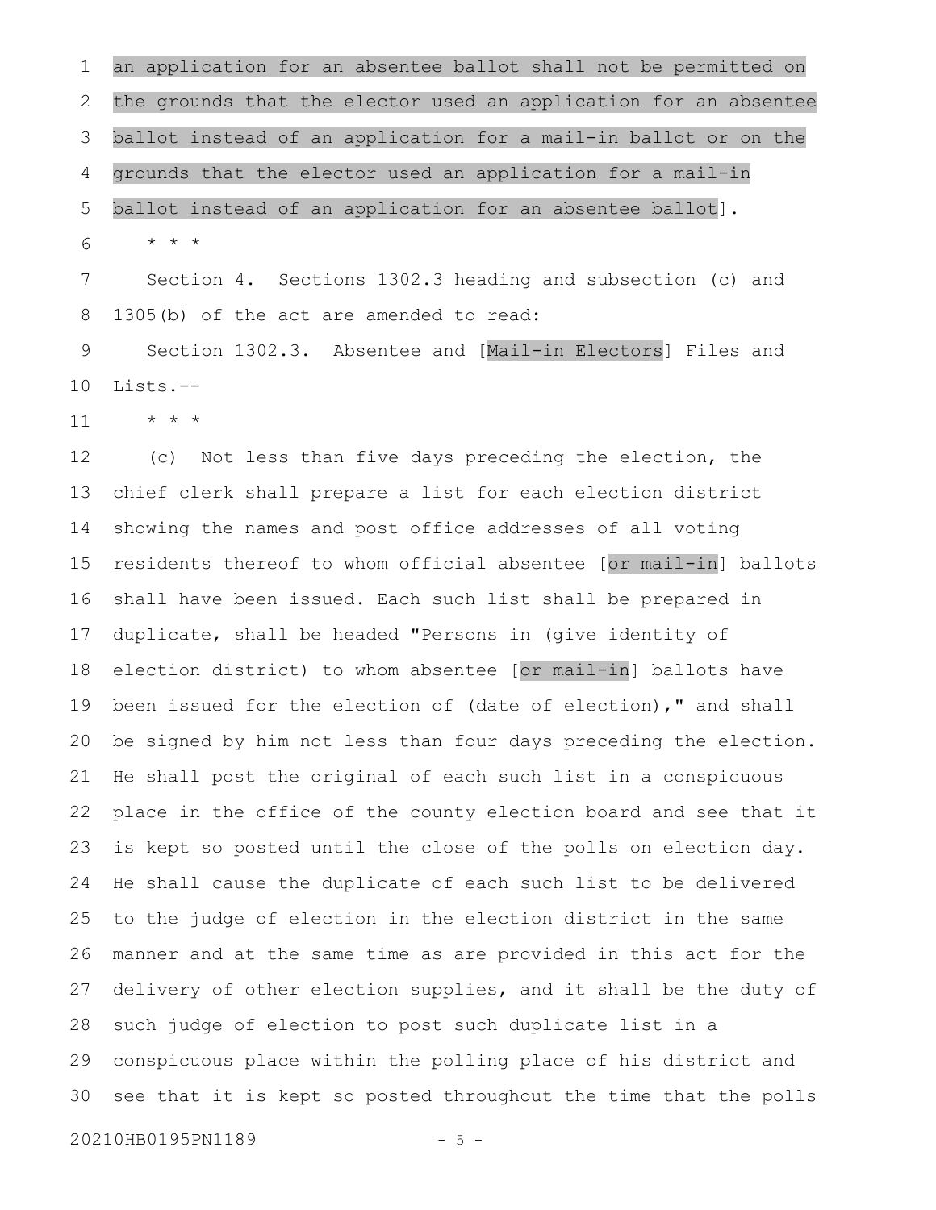an application for an absentee ballot shall not be permitted on the grounds that the elector used an application for an absentee ballot instead of an application for a mail-in ballot or on the grounds that the elector used an application for a mail-in ballot instead of an application for an absentee ballot].

\* \* \*

Section 4. Sections 1302.3 heading and subsection (c) and 1305(b) of the act are amended to read:

Section 1302.3. Absentee and [Mail-in Electors] Files and Lists.--

\* \* \*

(c) Not less than five days preceding the election, the chief clerk shall prepare a list for each election district showing the names and post office addresses of all voting residents thereof to whom official absentee [or mail-in] ballots shall have been issued. Each such list shall be prepared in duplicate, shall be headed "Persons in (give identity of election district) to whom absentee [or mail-in] ballots have been issued for the election of (date of election)," and shall be signed by him not less than four days preceding the election. He shall post the original of each such list in a conspicuous place in the office of the county election board and see that it is kept so posted until the close of the polls on election day. He shall cause the duplicate of each such list to be delivered to the judge of election in the election district in the same manner and at the same time as are provided in this act for the delivery of other election supplies, and it shall be the duty of such judge of election to post such duplicate list in a conspicuous place within the polling place of his district and see that it is kept so posted throughout the time that the polls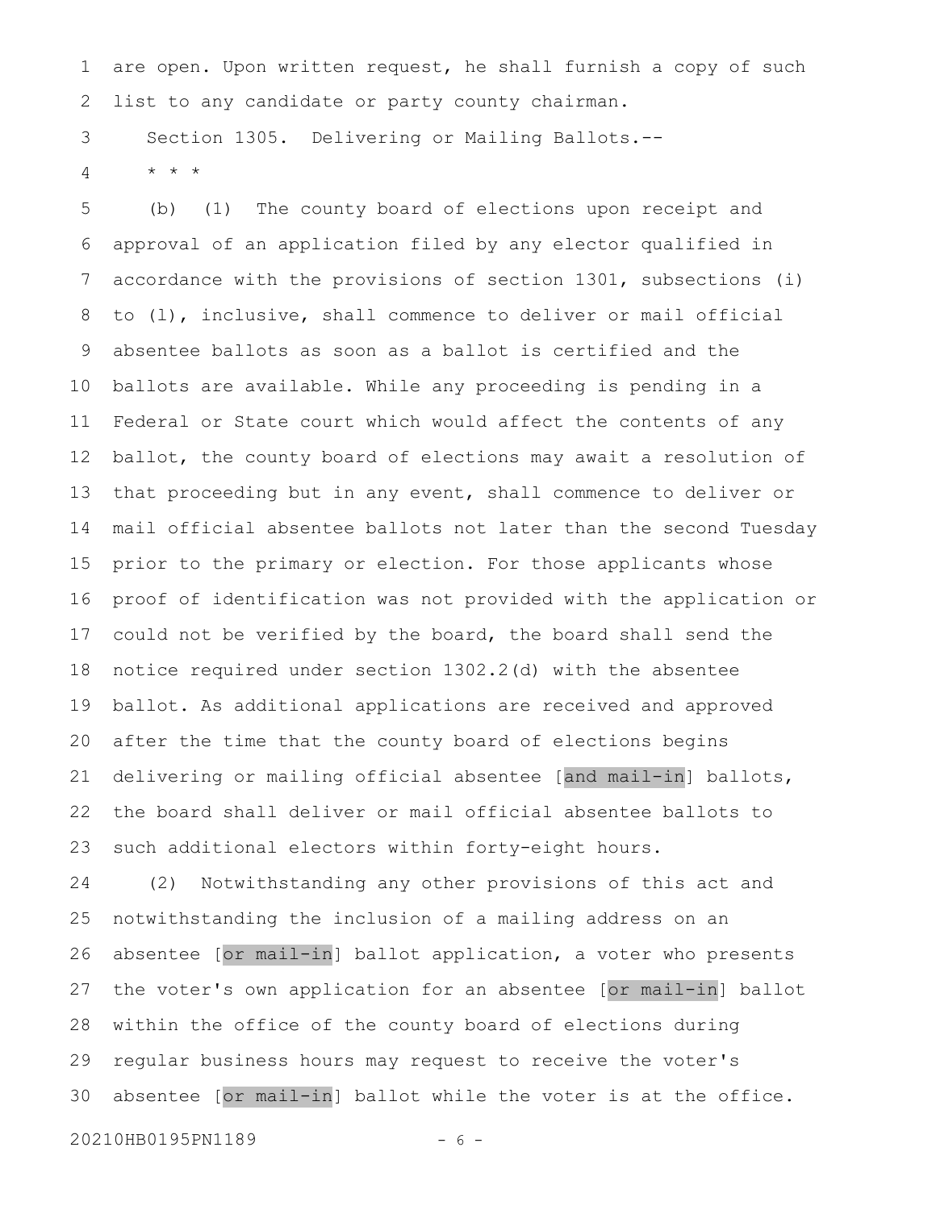are open. Upon written request, he shall furnish a copy of such list to any candidate or party county chairman.

Section 1305. Delivering or Mailing Ballots.--

\* \* \*

(b) (1) The county board of elections upon receipt and approval of an application filed by any elector qualified in accordance with the provisions of section 1301, subsections (i) to (l), inclusive, shall commence to deliver or mail official absentee ballots as soon as a ballot is certified and the ballots are available. While any proceeding is pending in a Federal or State court which would affect the contents of any ballot, the county board of elections may await a resolution of that proceeding but in any event, shall commence to deliver or mail official absentee ballots not later than the second Tuesday prior to the primary or election. For those applicants whose proof of identification was not provided with the application or could not be verified by the board, the board shall send the notice required under section 1302.2(d) with the absentee ballot. As additional applications are received and approved after the time that the county board of elections begins delivering or mailing official absentee [and mail-in] ballots, the board shall deliver or mail official absentee ballots to such additional electors within forty-eight hours.

(2) Notwithstanding any other provisions of this act and notwithstanding the inclusion of a mailing address on an absentee [or mail-in] ballot application, a voter who presents the voter's own application for an absentee [or mail-in] ballot within the office of the county board of elections during regular business hours may request to receive the voter's absentee [or mail-in] ballot while the voter is at the office.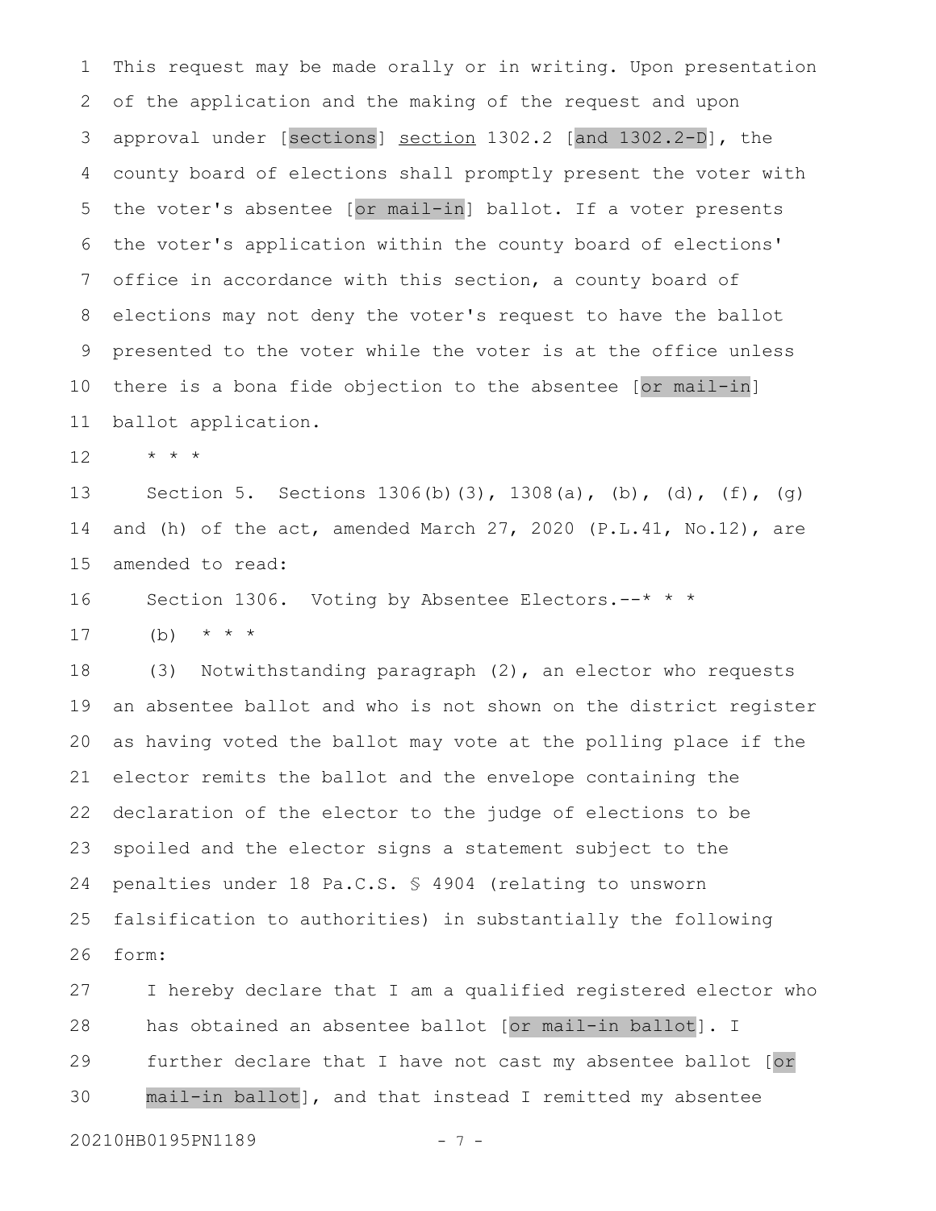This request may be made orally or in writing. Upon presentation of the application and the making of the request and upon approval under [sections] section 1302.2 [and 1302.2-D], the county board of elections shall promptly present the voter with the voter's absentee [or mail-in] ballot. If a voter presents the voter's application within the county board of elections' office in accordance with this section, a county board of elections may not deny the voter's request to have the ballot presented to the voter while the voter is at the office unless there is a bona fide objection to the absentee [or mail-in] ballot application.

\* \* \*

Section 5. Sections 1306(b)(3), 1308(a), (b), (d), (f), (g) and (h) of the act, amended March 27, 2020 (P.L.41, No.12), are amended to read:

Section 1306. Voting by Absentee Electors.--\* \* \*

(b) \* \* \*

(3) Notwithstanding paragraph (2), an elector who requests an absentee ballot and who is not shown on the district register as having voted the ballot may vote at the polling place if the elector remits the ballot and the envelope containing the declaration of the elector to the judge of elections to be spoiled and the elector signs a statement subject to the penalties under 18 Pa.C.S. § 4904 (relating to unsworn falsification to authorities) in substantially the following form:

I hereby declare that I am a qualified registered elector who has obtained an absentee ballot [or mail-in ballot]. I further declare that I have not cast my absentee ballot [or mail-in ballot], and that instead I remitted my absentee

20210HB0195PN1189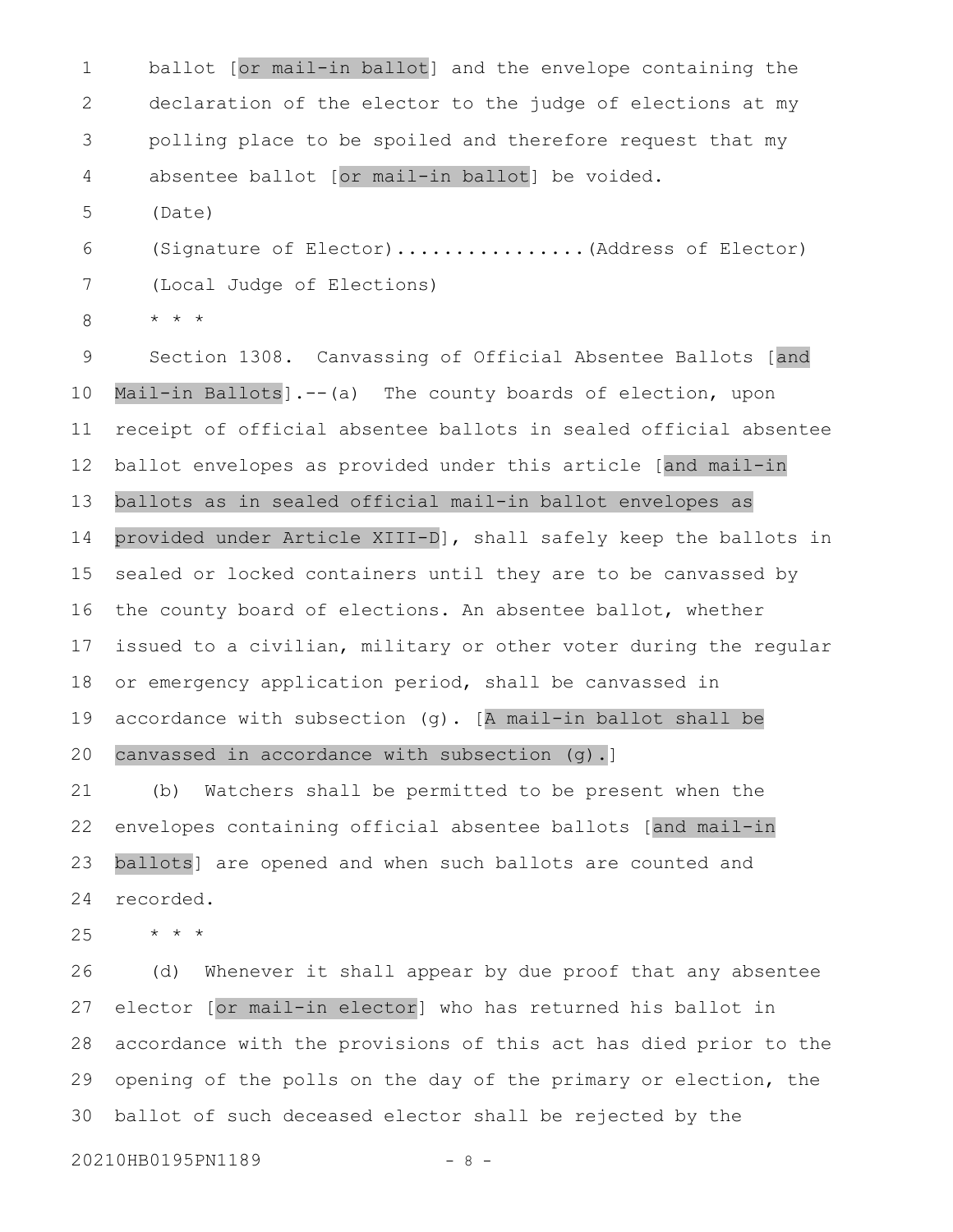ballot [or mail-in ballot] and the envelope containing the declaration of the elector to the judge of elections at my polling place to be spoiled and therefore request that my absentee ballot [or mail-in ballot] be voided.

(Date)

(Signature of Elector)................(Address of Elector)

(Local Judge of Elections)

* * *

Section 1308. Canvassing of Official Absentee Ballots [and Mail-in Ballots].--(a) The county boards of election, upon receipt of official absentee ballots in sealed official absentee ballot envelopes as provided under this article [and mail-in ballots as in sealed official mail-in ballot envelopes as provided under Article XIII-D], shall safely keep the ballots in sealed or locked containers until they are to be canvassed by the county board of elections. An absentee ballot, whether issued to a civilian, military or other voter during the regular or emergency application period, shall be canvassed in accordance with subsection (g). [A mail-in ballot shall be canvassed in accordance with subsection (g).]

(b) Watchers shall be permitted to be present when the envelopes containing official absentee ballots [and mail-in ballots] are opened and when such ballots are counted and recorded.

* * *

(d) Whenever it shall appear by due proof that any absentee elector [or mail-in elector] who has returned his ballot in accordance with the provisions of this act has died prior to the opening of the polls on the day of the primary or election, the ballot of such deceased elector shall be rejected by the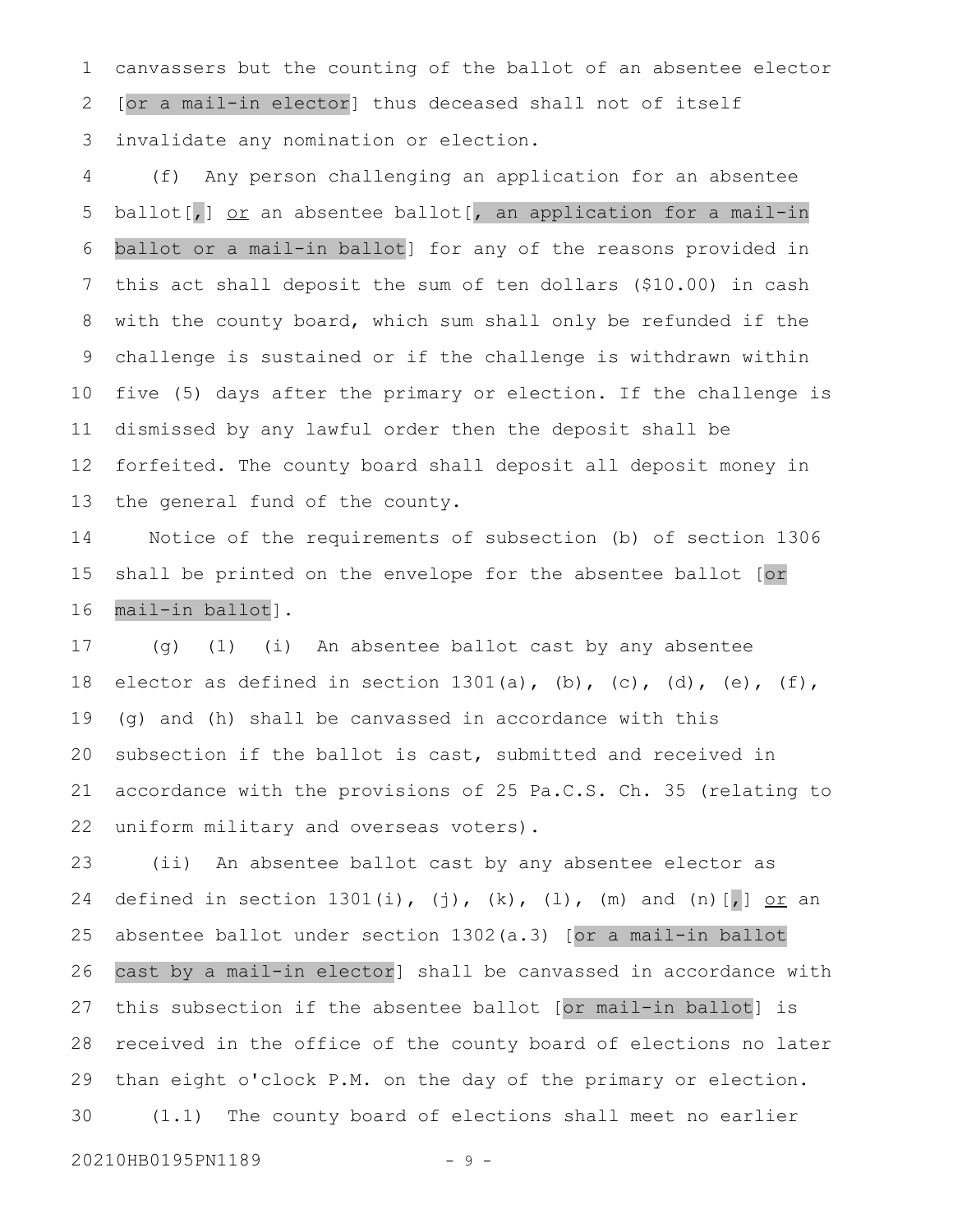canvassers but the counting of the ballot of an absentee elector [or a mail-in elector] thus deceased shall not of itself invalidate any nomination or election.

(f) Any person challenging an application for an absentee ballot[,] or an absentee ballot[, an application for a mail-in ballot or a mail-in ballot] for any of the reasons provided in this act shall deposit the sum of ten dollars ($10.00) in cash with the county board, which sum shall only be refunded if the challenge is sustained or if the challenge is withdrawn within five (5) days after the primary or election. If the challenge is dismissed by any lawful order then the deposit shall be forfeited. The county board shall deposit all deposit money in the general fund of the county.

Notice of the requirements of subsection (b) of section 1306 shall be printed on the envelope for the absentee ballot [or mail-in ballot].

(g) (1) (i) An absentee ballot cast by any absentee elector as defined in section 1301(a), (b), (c), (d), (e), (f), (g) and (h) shall be canvassed in accordance with this subsection if the ballot is cast, submitted and received in accordance with the provisions of 25 Pa.C.S. Ch. 35 (relating to uniform military and overseas voters).

(ii) An absentee ballot cast by any absentee elector as defined in section 1301(i), (j), (k), (l), (m) and (n)[,] or an absentee ballot under section 1302(a.3) [or a mail-in ballot cast by a mail-in elector] shall be canvassed in accordance with this subsection if the absentee ballot [or mail-in ballot] is received in the office of the county board of elections no later than eight o'clock P.M. on the day of the primary or election.

(1.1) The county board of elections shall meet no earlier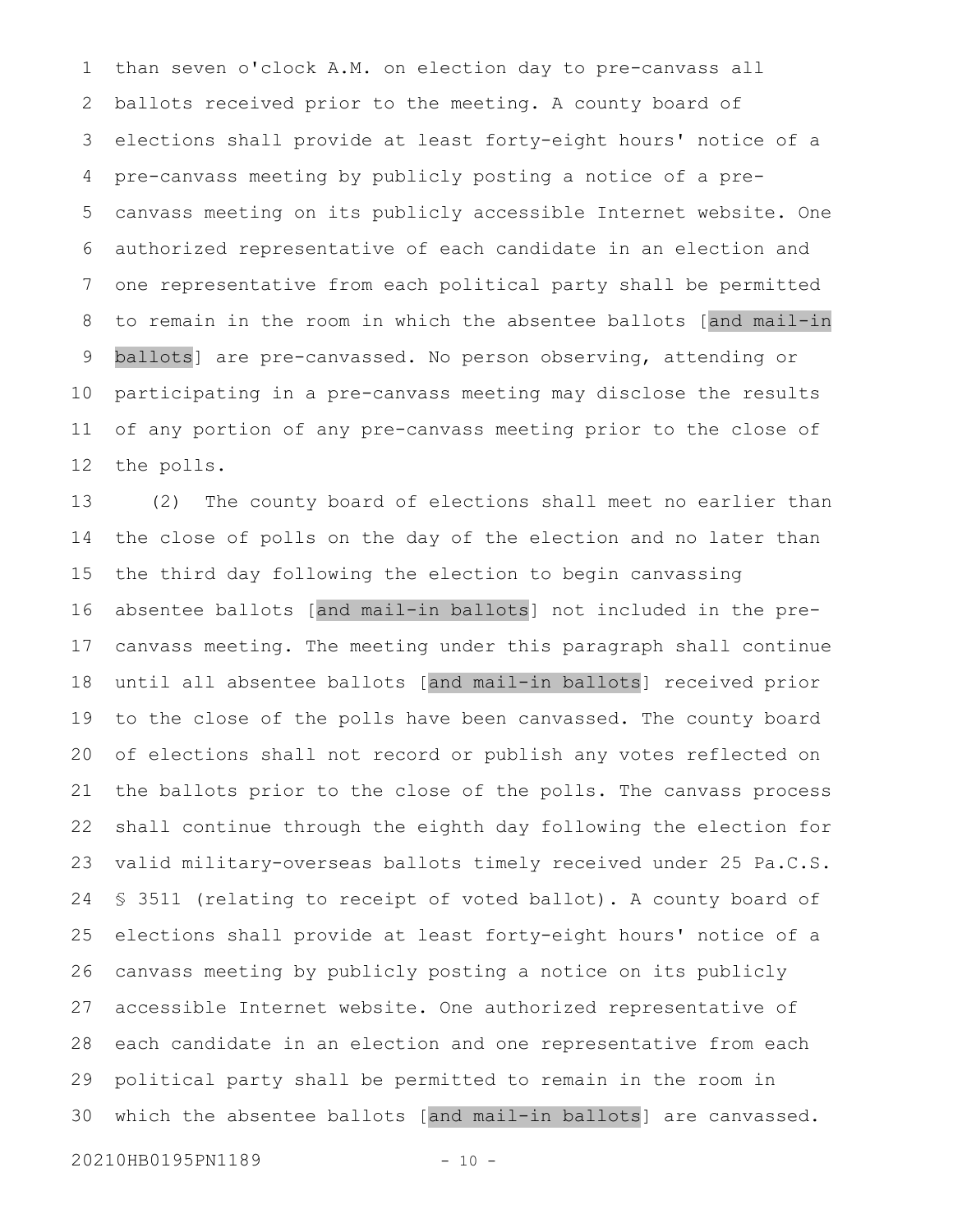than seven o'clock A.M. on election day to pre-canvass all ballots received prior to the meeting. A county board of elections shall provide at least forty-eight hours' notice of a pre-canvass meeting by publicly posting a notice of a pre-canvass meeting on its publicly accessible Internet website. One authorized representative of each candidate in an election and one representative from each political party shall be permitted to remain in the room in which the absentee ballots [and mail-in ballots] are pre-canvassed. No person observing, attending or participating in a pre-canvass meeting may disclose the results of any portion of any pre-canvass meeting prior to the close of the polls.

(2) The county board of elections shall meet no earlier than the close of polls on the day of the election and no later than the third day following the election to begin canvassing absentee ballots [and mail-in ballots] not included in the pre-canvass meeting. The meeting under this paragraph shall continue until all absentee ballots [and mail-in ballots] received prior to the close of the polls have been canvassed. The county board of elections shall not record or publish any votes reflected on the ballots prior to the close of the polls. The canvass process shall continue through the eighth day following the election for valid military-overseas ballots timely received under 25 Pa.C.S. § 3511 (relating to receipt of voted ballot). A county board of elections shall provide at least forty-eight hours' notice of a canvass meeting by publicly posting a notice on its publicly accessible Internet website. One authorized representative of each candidate in an election and one representative from each political party shall be permitted to remain in the room in which the absentee ballots [and mail-in ballots] are canvassed.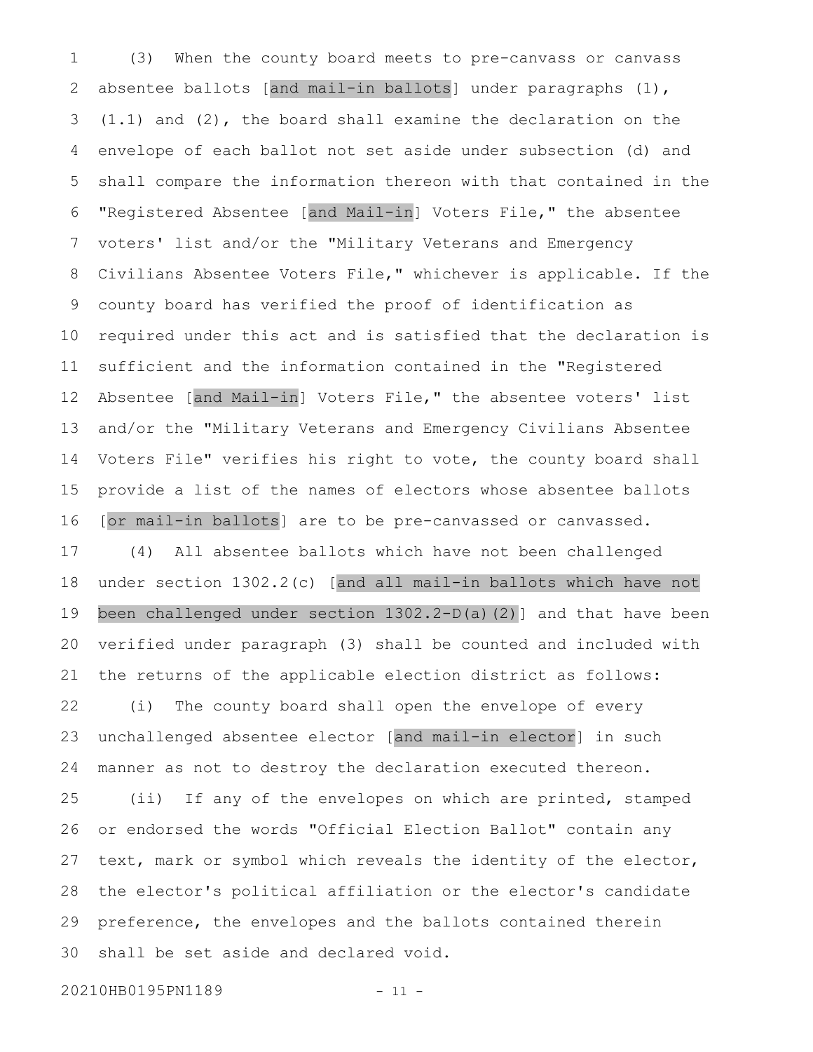(3) When the county board meets to pre-canvass or canvass absentee ballots [and mail-in ballots] under paragraphs (1), (1.1) and (2), the board shall examine the declaration on the envelope of each ballot not set aside under subsection (d) and shall compare the information thereon with that contained in the "Registered Absentee [and Mail-in] Voters File," the absentee voters' list and/or the "Military Veterans and Emergency Civilians Absentee Voters File," whichever is applicable. If the county board has verified the proof of identification as required under this act and is satisfied that the declaration is sufficient and the information contained in the "Registered Absentee [and Mail-in] Voters File," the absentee voters' list and/or the "Military Veterans and Emergency Civilians Absentee Voters File" verifies his right to vote, the county board shall provide a list of the names of electors whose absentee ballots [or mail-in ballots] are to be pre-canvassed or canvassed.

(4) All absentee ballots which have not been challenged under section 1302.2(c) [and all mail-in ballots which have not been challenged under section 1302.2-D(a)(2)] and that have been verified under paragraph (3) shall be counted and included with the returns of the applicable election district as follows:

(i) The county board shall open the envelope of every unchallenged absentee elector [and mail-in elector] in such manner as not to destroy the declaration executed thereon.

(ii) If any of the envelopes on which are printed, stamped or endorsed the words "Official Election Ballot" contain any text, mark or symbol which reveals the identity of the elector, the elector's political affiliation or the elector's candidate preference, the envelopes and the ballots contained therein shall be set aside and declared void.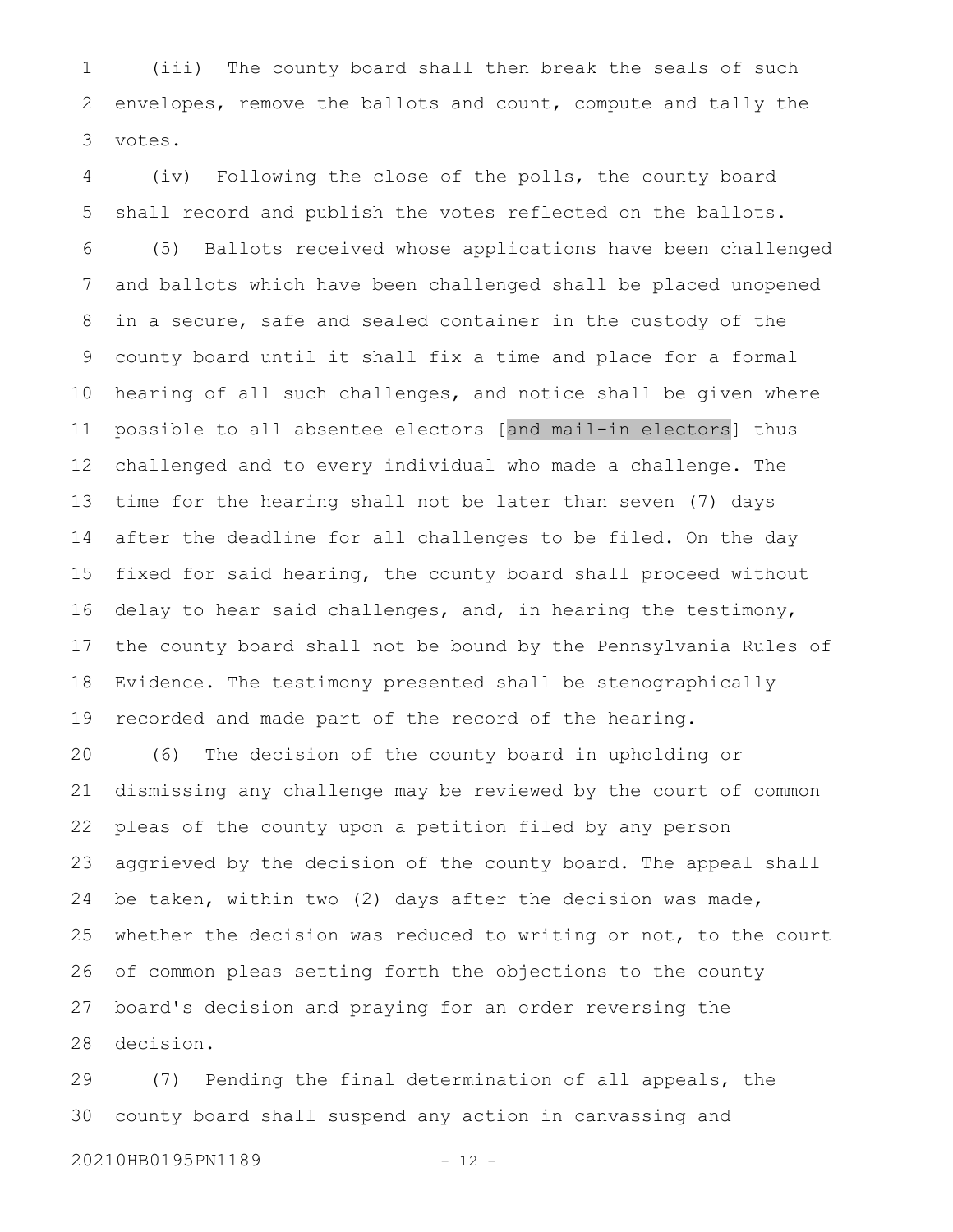(iii) The county board shall then break the seals of such envelopes, remove the ballots and count, compute and tally the votes.

(iv) Following the close of the polls, the county board shall record and publish the votes reflected on the ballots.

(5) Ballots received whose applications have been challenged and ballots which have been challenged shall be placed unopened in a secure, safe and sealed container in the custody of the county board until it shall fix a time and place for a formal hearing of all such challenges, and notice shall be given where possible to all absentee electors [and mail-in electors] thus challenged and to every individual who made a challenge. The time for the hearing shall not be later than seven (7) days after the deadline for all challenges to be filed. On the day fixed for said hearing, the county board shall proceed without delay to hear said challenges, and, in hearing the testimony, the county board shall not be bound by the Pennsylvania Rules of Evidence. The testimony presented shall be stenographically recorded and made part of the record of the hearing.

(6) The decision of the county board in upholding or dismissing any challenge may be reviewed by the court of common pleas of the county upon a petition filed by any person aggrieved by the decision of the county board. The appeal shall be taken, within two (2) days after the decision was made, whether the decision was reduced to writing or not, to the court of common pleas setting forth the objections to the county board's decision and praying for an order reversing the decision.

(7) Pending the final determination of all appeals, the county board shall suspend any action in canvassing and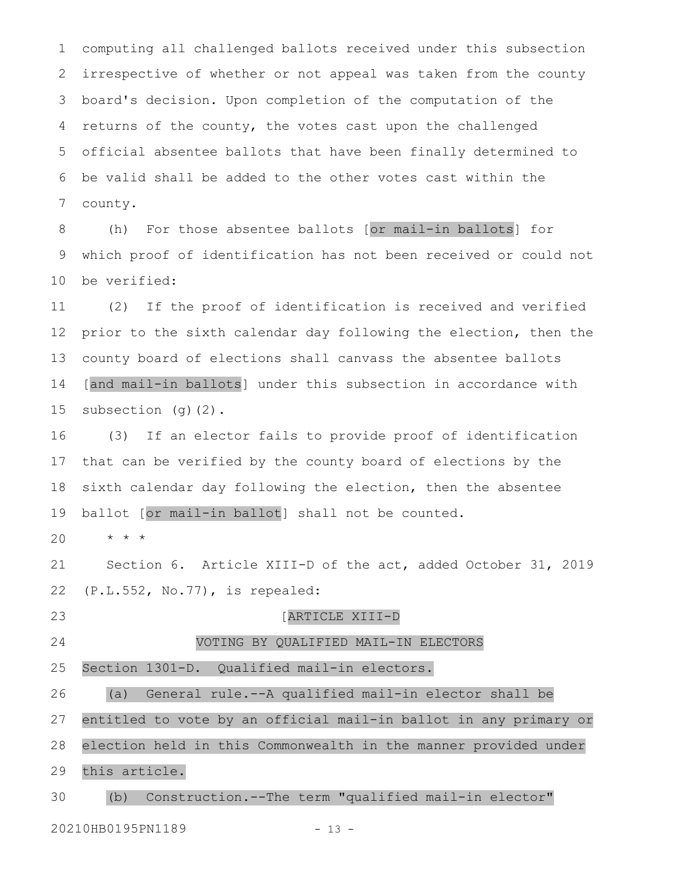computing all challenged ballots received under this subsection irrespective of whether or not appeal was taken from the county board's decision. Upon completion of the computation of the returns of the county, the votes cast upon the challenged official absentee ballots that have been finally determined to be valid shall be added to the other votes cast within the county.

(h) For those absentee ballots [or mail-in ballots] for which proof of identification has not been received or could not be verified:

(2) If the proof of identification is received and verified prior to the sixth calendar day following the election, then the county board of elections shall canvass the absentee ballots [and mail-in ballots] under this subsection in accordance with subsection (g)(2).

(3) If an elector fails to provide proof of identification that can be verified by the county board of elections by the sixth calendar day following the election, then the absentee ballot [or mail-in ballot] shall not be counted.

* * *

Section 6. Article XIII-D of the act, added October 31, 2019 (P.L.552, No.77), is repealed:

[ARTICLE XIII-D

VOTING BY QUALIFIED MAIL-IN ELECTORS

Section 1301-D. Qualified mail-in electors.

(a) General rule.--A qualified mail-in elector shall be entitled to vote by an official mail-in ballot in any primary or election held in this Commonwealth in the manner provided under this article.

(b) Construction.--The term "qualified mail-in elector"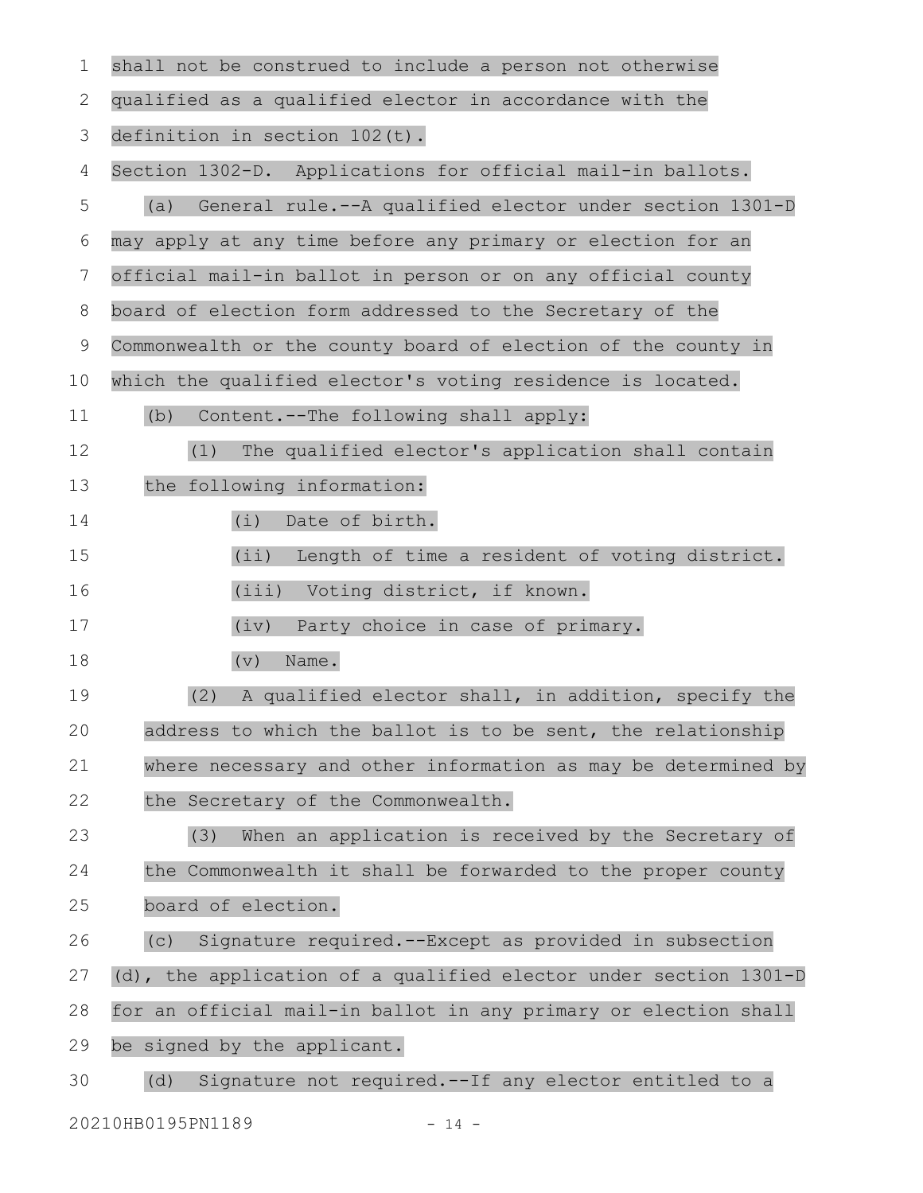shall not be construed to include a person not otherwise qualified as a qualified elector in accordance with the definition in section 102(t).

Section 1302-D. Applications for official mail-in ballots.

(a) General rule.--A qualified elector under section 1301-D may apply at any time before any primary or election for an official mail-in ballot in person or on any official county board of election form addressed to the Secretary of the Commonwealth or the county board of election of the county in which the qualified elector's voting residence is located.

(b) Content.--The following shall apply:

(1) The qualified elector's application shall contain the following information:

(i) Date of birth.

(ii) Length of time a resident of voting district.

(iii) Voting district, if known.

(iv) Party choice in case of primary.

(v) Name.

(2) A qualified elector shall, in addition, specify the address to which the ballot is to be sent, the relationship where necessary and other information as may be determined by the Secretary of the Commonwealth.

(3) When an application is received by the Secretary of the Commonwealth it shall be forwarded to the proper county board of election.

(c) Signature required.--Except as provided in subsection (d), the application of a qualified elector under section 1301-D for an official mail-in ballot in any primary or election shall be signed by the applicant.

(d) Signature not required.--If any elector entitled to a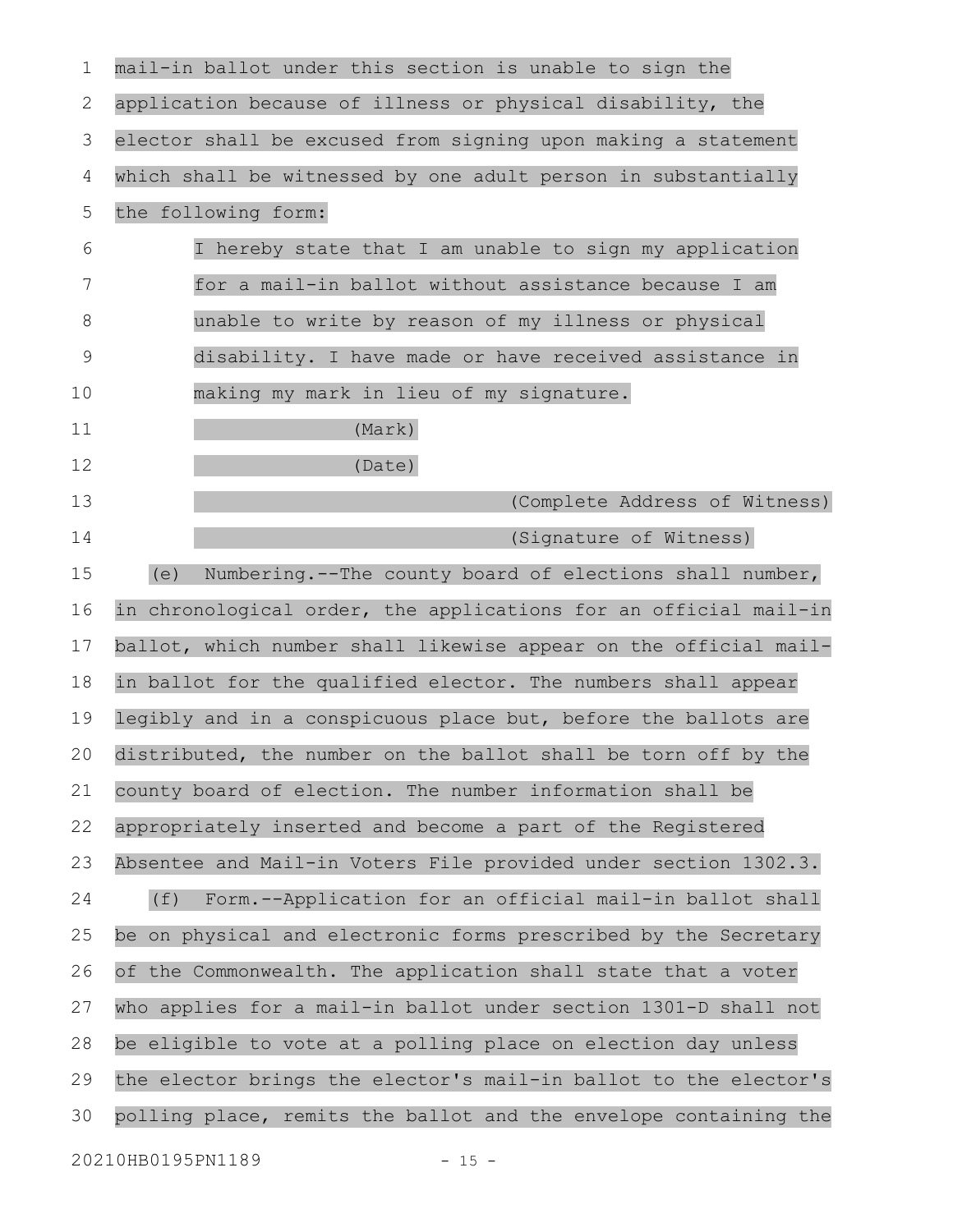mail-in ballot under this section is unable to sign the application because of illness or physical disability, the elector shall be excused from signing upon making a statement which shall be witnessed by one adult person in substantially the following form:

> I hereby state that I am unable to sign my application for a mail-in ballot without assistance because I am unable to write by reason of my illness or physical disability. I have made or have received assistance in making my mark in lieu of my signature.
>
> (Mark)
>
> (Date)
>
> (Complete Address of Witness)
>
> (Signature of Witness)

(e) Numbering.--The county board of elections shall number, in chronological order, the applications for an official mail-in ballot, which number shall likewise appear on the official mail-in ballot for the qualified elector. The numbers shall appear legibly and in a conspicuous place but, before the ballots are distributed, the number on the ballot shall be torn off by the county board of election. The number information shall be appropriately inserted and become a part of the Registered Absentee and Mail-in Voters File provided under section 1302.3.

(f) Form.--Application for an official mail-in ballot shall be on physical and electronic forms prescribed by the Secretary of the Commonwealth. The application shall state that a voter who applies for a mail-in ballot under section 1301-D shall not be eligible to vote at a polling place on election day unless the elector brings the elector's mail-in ballot to the elector's polling place, remits the ballot and the envelope containing the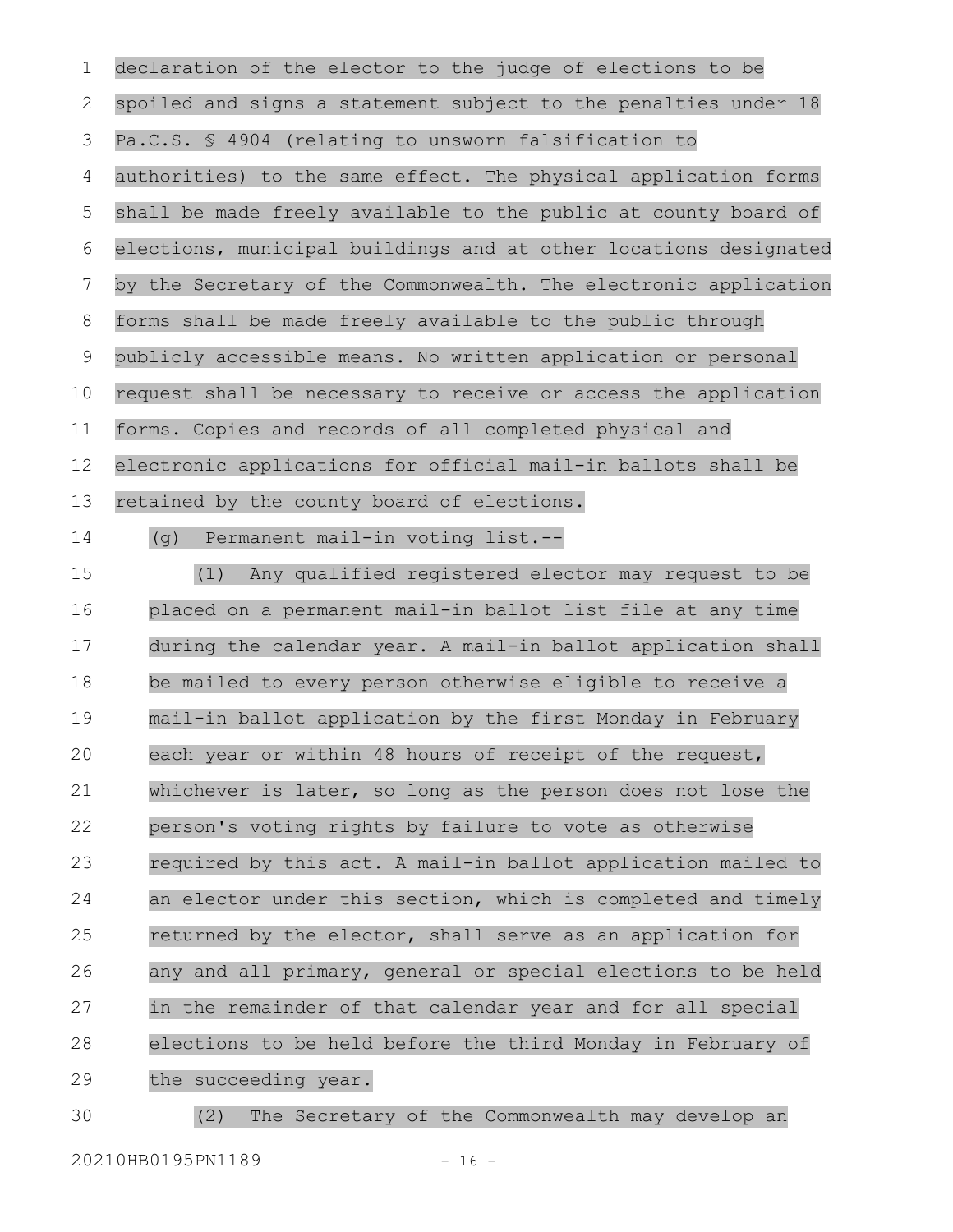declaration of the elector to the judge of elections to be spoiled and signs a statement subject to the penalties under 18 Pa.C.S. § 4904 (relating to unsworn falsification to authorities) to the same effect. The physical application forms shall be made freely available to the public at county board of elections, municipal buildings and at other locations designated by the Secretary of the Commonwealth. The electronic application forms shall be made freely available to the public through publicly accessible means. No written application or personal request shall be necessary to receive or access the application forms. Copies and records of all completed physical and electronic applications for official mail-in ballots shall be retained by the county board of elections.

(g) Permanent mail-in voting list.--

(1) Any qualified registered elector may request to be placed on a permanent mail-in ballot list file at any time during the calendar year. A mail-in ballot application shall be mailed to every person otherwise eligible to receive a mail-in ballot application by the first Monday in February each year or within 48 hours of receipt of the request, whichever is later, so long as the person does not lose the person's voting rights by failure to vote as otherwise required by this act. A mail-in ballot application mailed to an elector under this section, which is completed and timely returned by the elector, shall serve as an application for any and all primary, general or special elections to be held in the remainder of that calendar year and for all special elections to be held before the third Monday in February of the succeeding year.

(2) The Secretary of the Commonwealth may develop an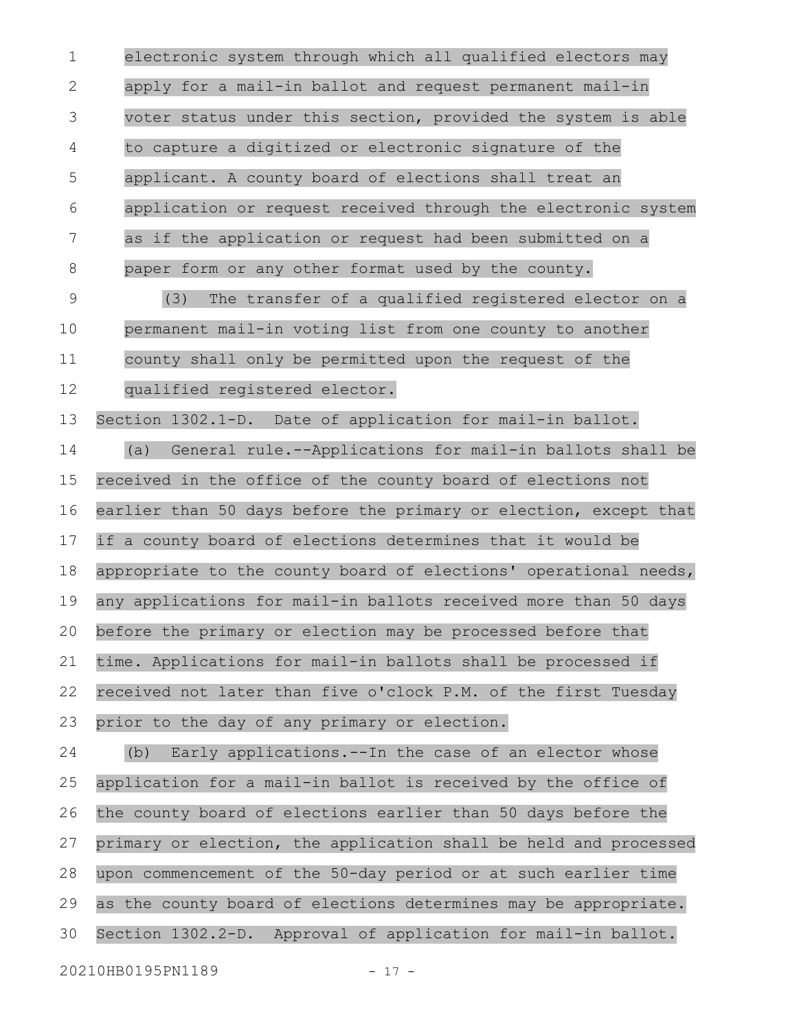electronic system through which all qualified electors may apply for a mail-in ballot and request permanent mail-in voter status under this section, provided the system is able to capture a digitized or electronic signature of the applicant. A county board of elections shall treat an application or request received through the electronic system as if the application or request had been submitted on a paper form or any other format used by the county.

(3) The transfer of a qualified registered elector on a permanent mail-in voting list from one county to another county shall only be permitted upon the request of the qualified registered elector.

Section 1302.1-D. Date of application for mail-in ballot.

(a) General rule.--Applications for mail-in ballots shall be received in the office of the county board of elections not earlier than 50 days before the primary or election, except that if a county board of elections determines that it would be appropriate to the county board of elections' operational needs, any applications for mail-in ballots received more than 50 days before the primary or election may be processed before that time. Applications for mail-in ballots shall be processed if received not later than five o'clock P.M. of the first Tuesday prior to the day of any primary or election.

(b) Early applications.--In the case of an elector whose application for a mail-in ballot is received by the office of the county board of elections earlier than 50 days before the primary or election, the application shall be held and processed upon commencement of the 50-day period or at such earlier time as the county board of elections determines may be appropriate.

Section 1302.2-D. Approval of application for mail-in ballot.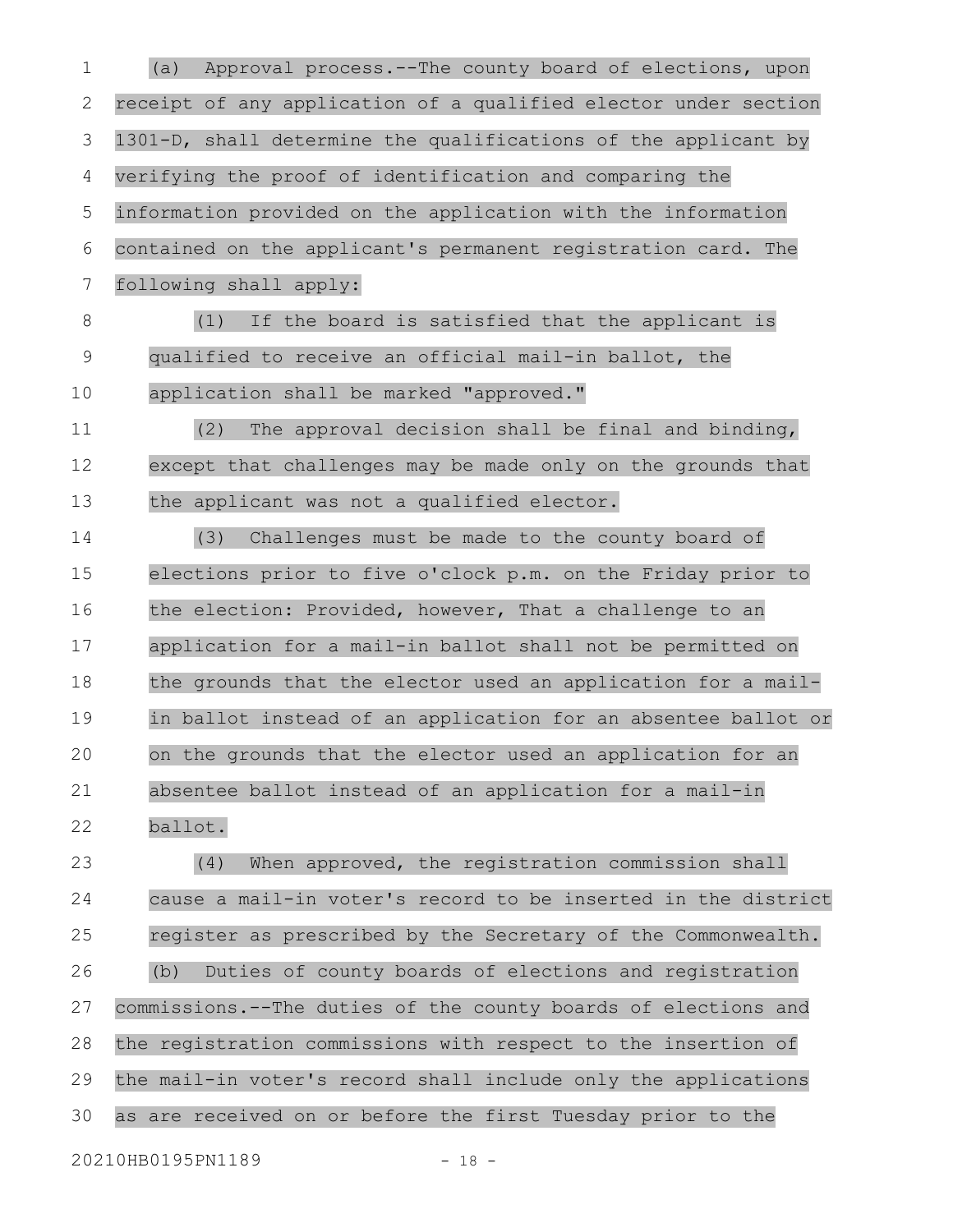(a) Approval process.--The county board of elections, upon receipt of any application of a qualified elector under section 1301-D, shall determine the qualifications of the applicant by verifying the proof of identification and comparing the information provided on the application with the information contained on the applicant's permanent registration card. The following shall apply:

(1) If the board is satisfied that the applicant is qualified to receive an official mail-in ballot, the application shall be marked "approved."

(2) The approval decision shall be final and binding, except that challenges may be made only on the grounds that the applicant was not a qualified elector.

(3) Challenges must be made to the county board of elections prior to five o'clock p.m. on the Friday prior to the election: Provided, however, That a challenge to an application for a mail-in ballot shall not be permitted on the grounds that the elector used an application for a mail-in ballot instead of an application for an absentee ballot or on the grounds that the elector used an application for an absentee ballot instead of an application for a mail-in ballot.

(4) When approved, the registration commission shall cause a mail-in voter's record to be inserted in the district register as prescribed by the Secretary of the Commonwealth.

(b) Duties of county boards of elections and registration commissions.--The duties of the county boards of elections and the registration commissions with respect to the insertion of the mail-in voter's record shall include only the applications as are received on or before the first Tuesday prior to the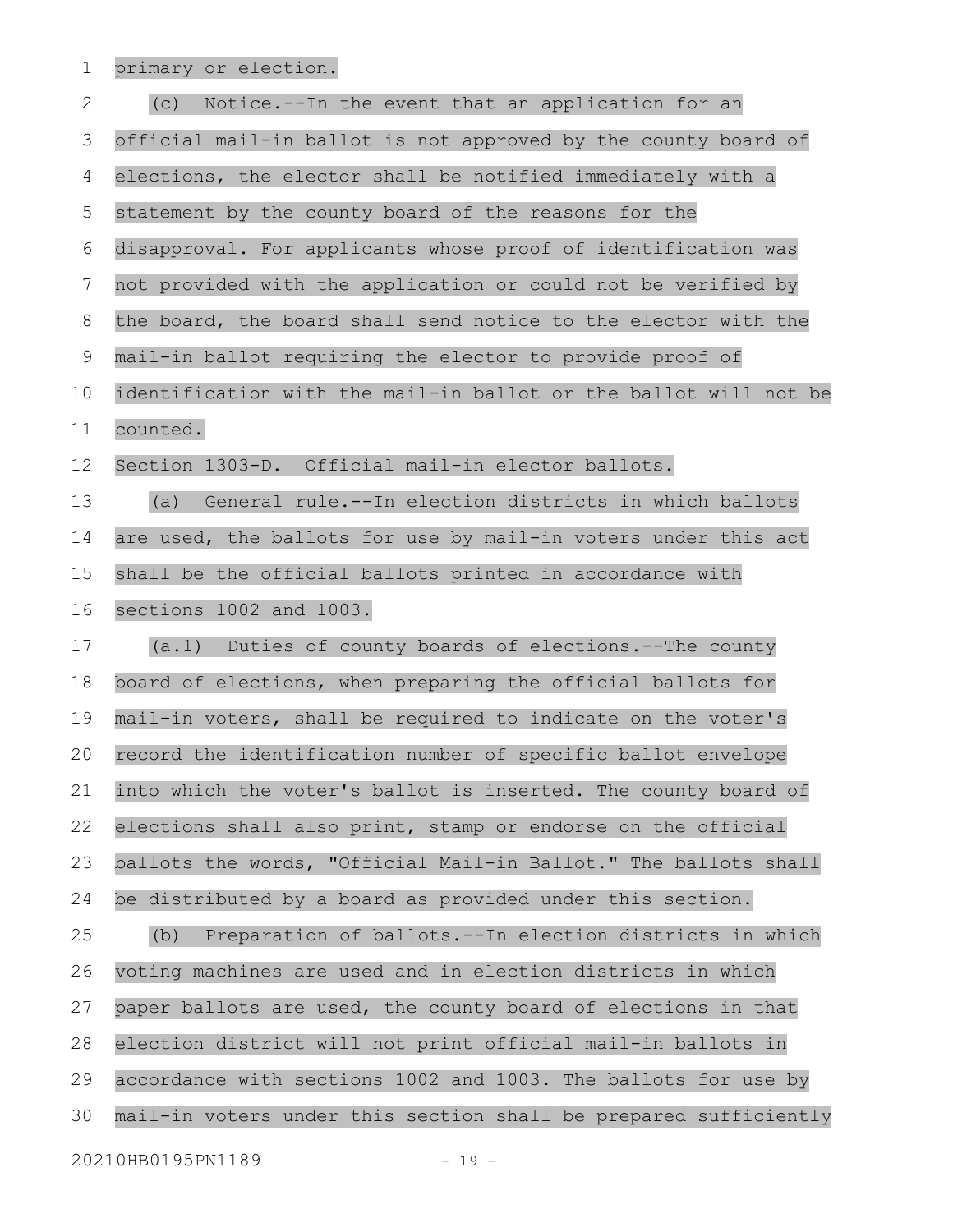primary or election.

(c) Notice.--In the event that an application for an official mail-in ballot is not approved by the county board of elections, the elector shall be notified immediately with a statement by the county board of the reasons for the disapproval. For applicants whose proof of identification was not provided with the application or could not be verified by the board, the board shall send notice to the elector with the mail-in ballot requiring the elector to provide proof of identification with the mail-in ballot or the ballot will not be counted.

Section 1303-D. Official mail-in elector ballots.

(a) General rule.--In election districts in which ballots are used, the ballots for use by mail-in voters under this act shall be the official ballots printed in accordance with sections 1002 and 1003.

(a.1) Duties of county boards of elections.--The county board of elections, when preparing the official ballots for mail-in voters, shall be required to indicate on the voter's record the identification number of specific ballot envelope into which the voter's ballot is inserted. The county board of elections shall also print, stamp or endorse on the official ballots the words, "Official Mail-in Ballot." The ballots shall be distributed by a board as provided under this section.

(b) Preparation of ballots.--In election districts in which voting machines are used and in election districts in which paper ballots are used, the county board of elections in that election district will not print official mail-in ballots in accordance with sections 1002 and 1003. The ballots for use by mail-in voters under this section shall be prepared sufficiently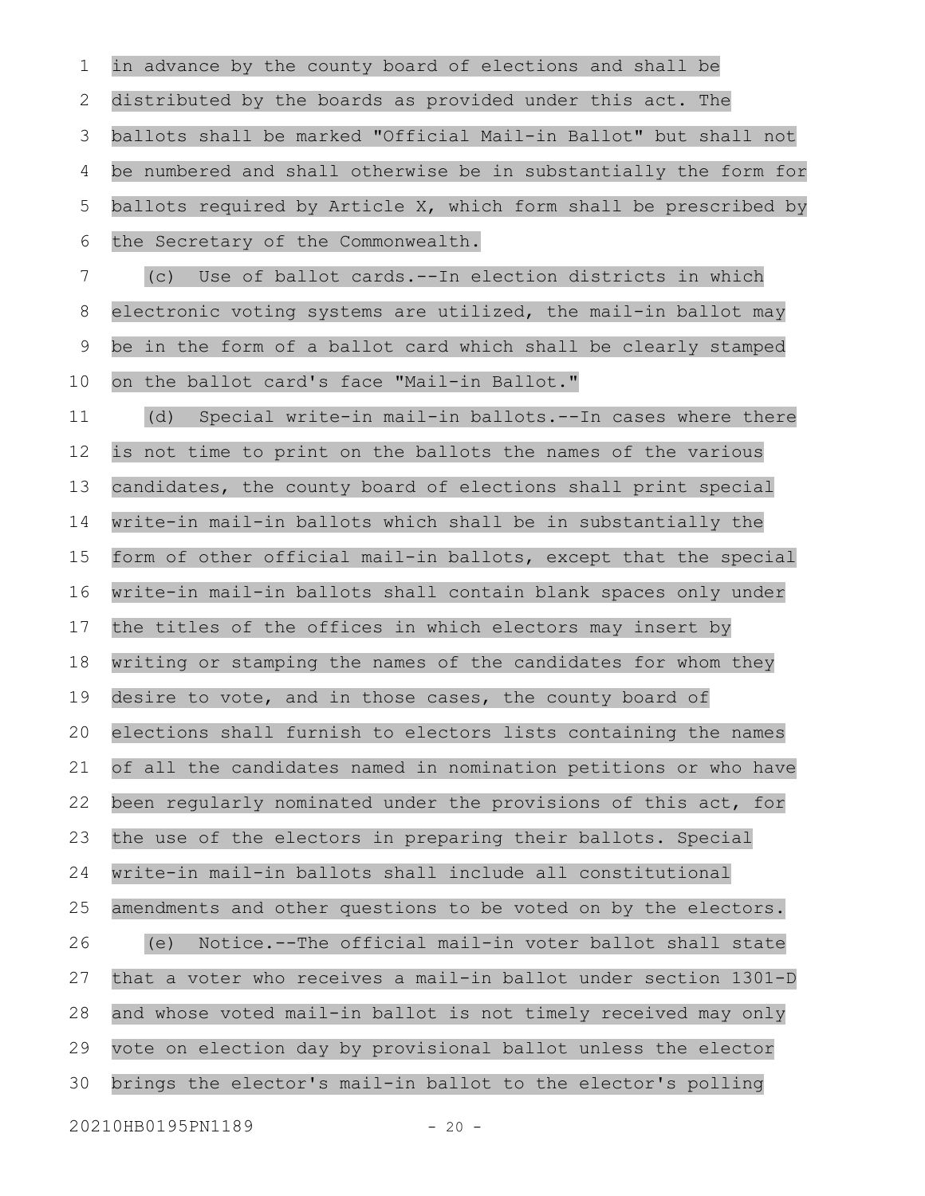in advance by the county board of elections and shall be distributed by the boards as provided under this act. The ballots shall be marked "Official Mail-in Ballot" but shall not be numbered and shall otherwise be in substantially the form for ballots required by Article X, which form shall be prescribed by the Secretary of the Commonwealth.

(c) Use of ballot cards.--In election districts in which electronic voting systems are utilized, the mail-in ballot may be in the form of a ballot card which shall be clearly stamped on the ballot card's face "Mail-in Ballot."

(d) Special write-in mail-in ballots.--In cases where there is not time to print on the ballots the names of the various candidates, the county board of elections shall print special write-in mail-in ballots which shall be in substantially the form of other official mail-in ballots, except that the special write-in mail-in ballots shall contain blank spaces only under the titles of the offices in which electors may insert by writing or stamping the names of the candidates for whom they desire to vote, and in those cases, the county board of elections shall furnish to electors lists containing the names of all the candidates named in nomination petitions or who have been regularly nominated under the provisions of this act, for the use of the electors in preparing their ballots. Special write-in mail-in ballots shall include all constitutional amendments and other questions to be voted on by the electors.

(e) Notice.--The official mail-in voter ballot shall state that a voter who receives a mail-in ballot under section 1301-D and whose voted mail-in ballot is not timely received may only vote on election day by provisional ballot unless the elector brings the elector's mail-in ballot to the elector's polling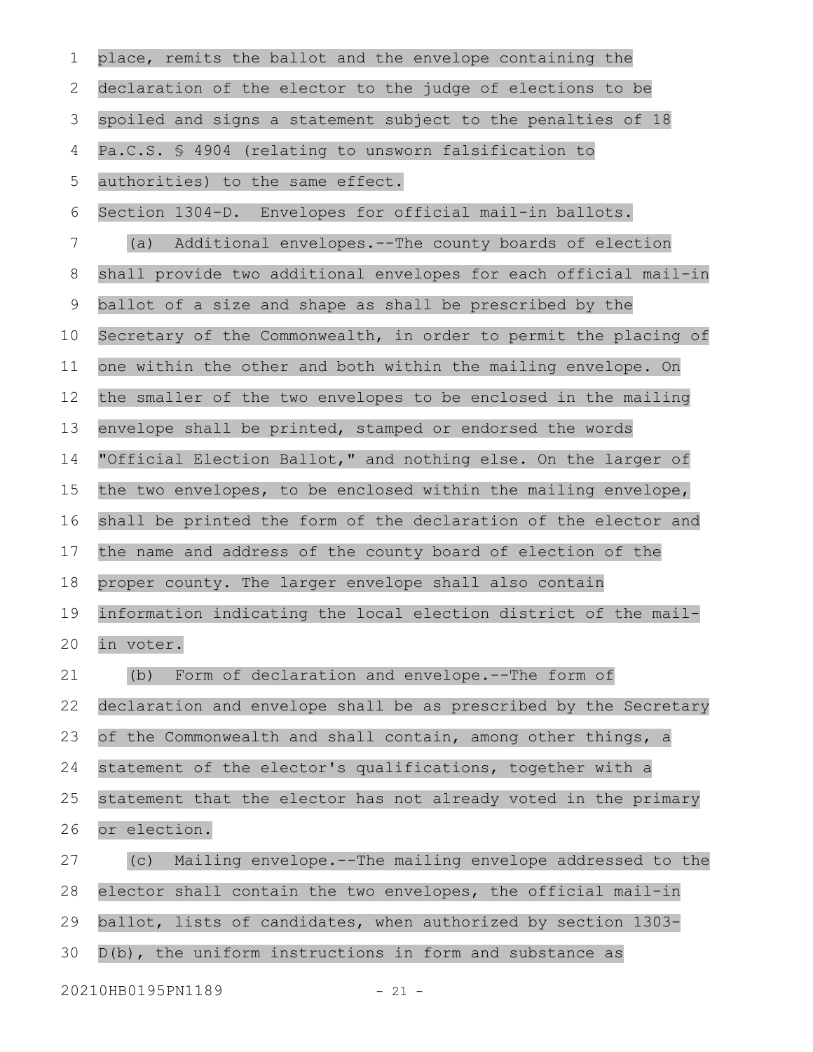place, remits the ballot and the envelope containing the declaration of the elector to the judge of elections to be spoiled and signs a statement subject to the penalties of 18 Pa.C.S. § 4904 (relating to unsworn falsification to authorities) to the same effect.

Section 1304-D. Envelopes for official mail-in ballots.

(a) Additional envelopes.--The county boards of election shall provide two additional envelopes for each official mail-in ballot of a size and shape as shall be prescribed by the Secretary of the Commonwealth, in order to permit the placing of one within the other and both within the mailing envelope. On the smaller of the two envelopes to be enclosed in the mailing envelope shall be printed, stamped or endorsed the words "Official Election Ballot," and nothing else. On the larger of the two envelopes, to be enclosed within the mailing envelope, shall be printed the form of the declaration of the elector and the name and address of the county board of election of the proper county. The larger envelope shall also contain information indicating the local election district of the mail-in voter.

(b) Form of declaration and envelope.--The form of declaration and envelope shall be as prescribed by the Secretary of the Commonwealth and shall contain, among other things, a statement of the elector's qualifications, together with a statement that the elector has not already voted in the primary or election.

(c) Mailing envelope.--The mailing envelope addressed to the elector shall contain the two envelopes, the official mail-in ballot, lists of candidates, when authorized by section 1303-D(b), the uniform instructions in form and substance as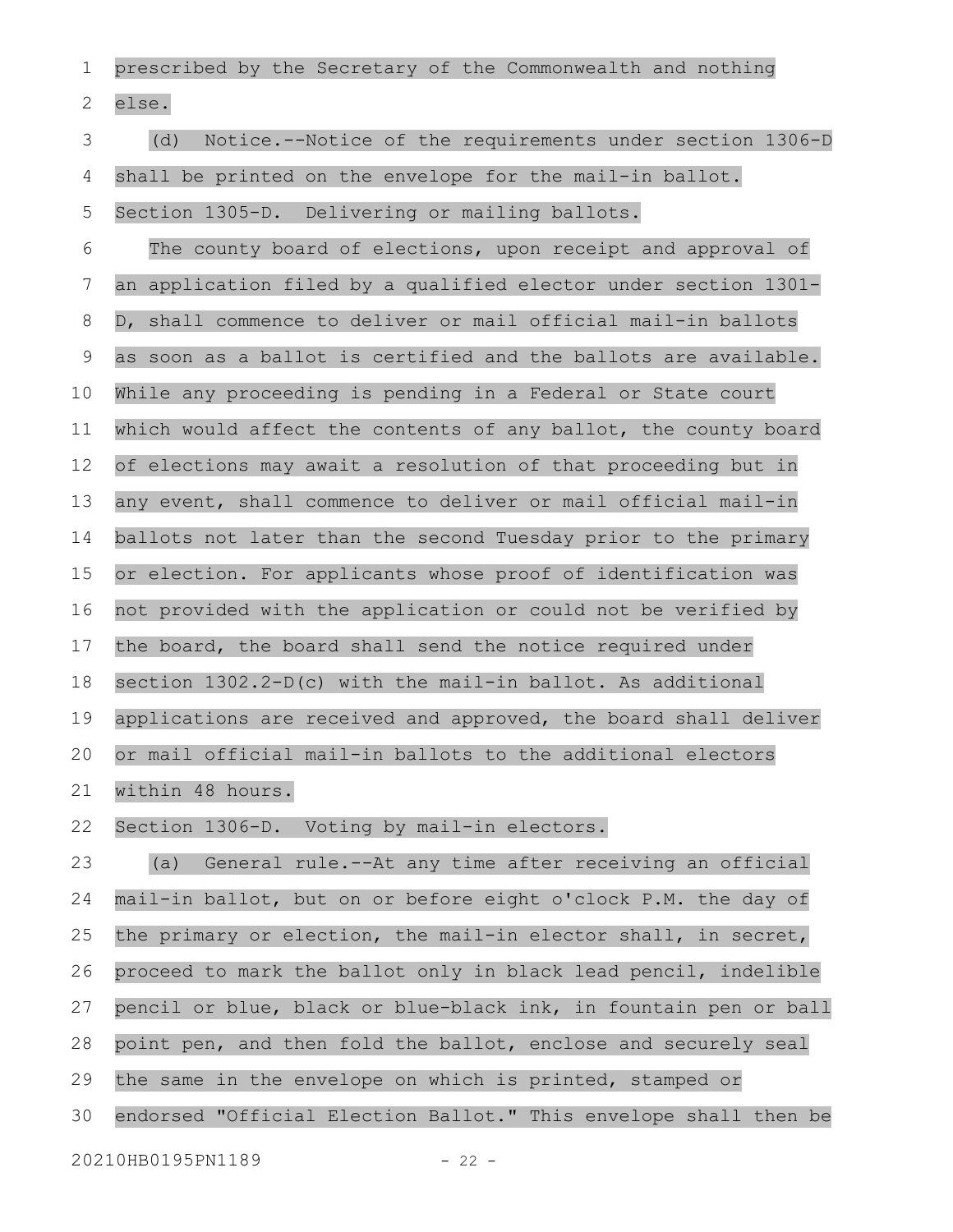prescribed by the Secretary of the Commonwealth and nothing else.

(d) Notice.--Notice of the requirements under section 1306-D shall be printed on the envelope for the mail-in ballot.

Section 1305-D. Delivering or mailing ballots.

The county board of elections, upon receipt and approval of an application filed by a qualified elector under section 1301-D, shall commence to deliver or mail official mail-in ballots as soon as a ballot is certified and the ballots are available. While any proceeding is pending in a Federal or State court which would affect the contents of any ballot, the county board of elections may await a resolution of that proceeding but in any event, shall commence to deliver or mail official mail-in ballots not later than the second Tuesday prior to the primary or election. For applicants whose proof of identification was not provided with the application or could not be verified by the board, the board shall send the notice required under section 1302.2-D(c) with the mail-in ballot. As additional applications are received and approved, the board shall deliver or mail official mail-in ballots to the additional electors within 48 hours.

Section 1306-D. Voting by mail-in electors.

(a) General rule.--At any time after receiving an official mail-in ballot, but on or before eight o'clock P.M. the day of the primary or election, the mail-in elector shall, in secret, proceed to mark the ballot only in black lead pencil, indelible pencil or blue, black or blue-black ink, in fountain pen or ball point pen, and then fold the ballot, enclose and securely seal the same in the envelope on which is printed, stamped or endorsed "Official Election Ballot." This envelope shall then be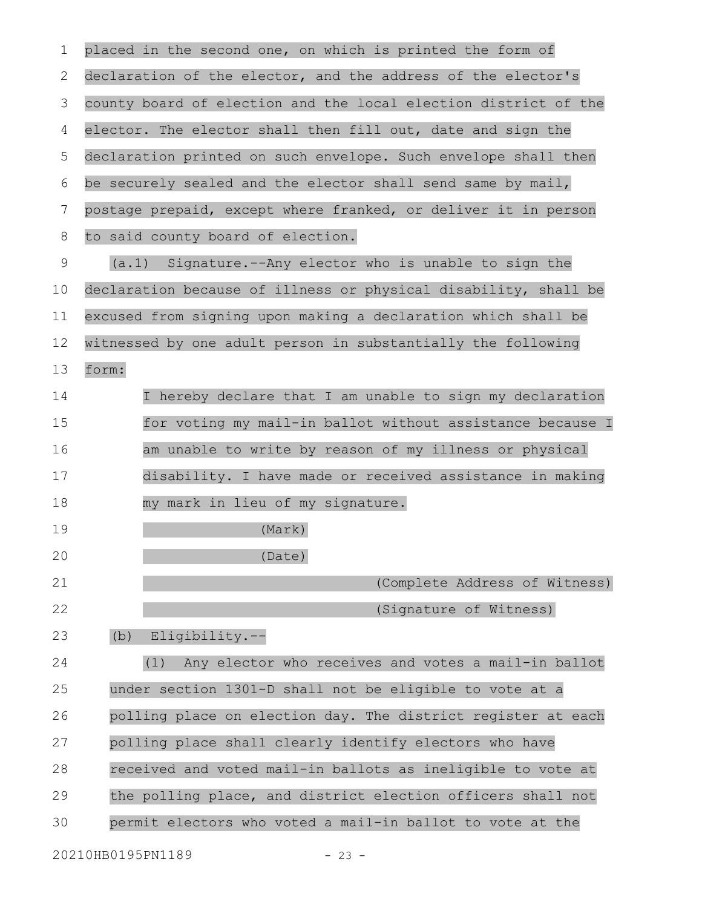placed in the second one, on which is printed the form of declaration of the elector, and the address of the elector's county board of election and the local election district of the elector. The elector shall then fill out, date and sign the declaration printed on such envelope. Such envelope shall then be securely sealed and the elector shall send same by mail, postage prepaid, except where franked, or deliver it in person to said county board of election.

(a.1) Signature.--Any elector who is unable to sign the declaration because of illness or physical disability, shall be excused from signing upon making a declaration which shall be witnessed by one adult person in substantially the following form:

> I hereby declare that I am unable to sign my declaration for voting my mail-in ballot without assistance because I am unable to write by reason of my illness or physical disability. I have made or received assistance in making my mark in lieu of my signature.
>
> (Mark)
>
> (Date)
>
> (Complete Address of Witness)
>
> (Signature of Witness)

(b) Eligibility.--

(1) Any elector who receives and votes a mail-in ballot under section 1301-D shall not be eligible to vote at a polling place on election day. The district register at each polling place shall clearly identify electors who have received and voted mail-in ballots as ineligible to vote at the polling place, and district election officers shall not permit electors who voted a mail-in ballot to vote at the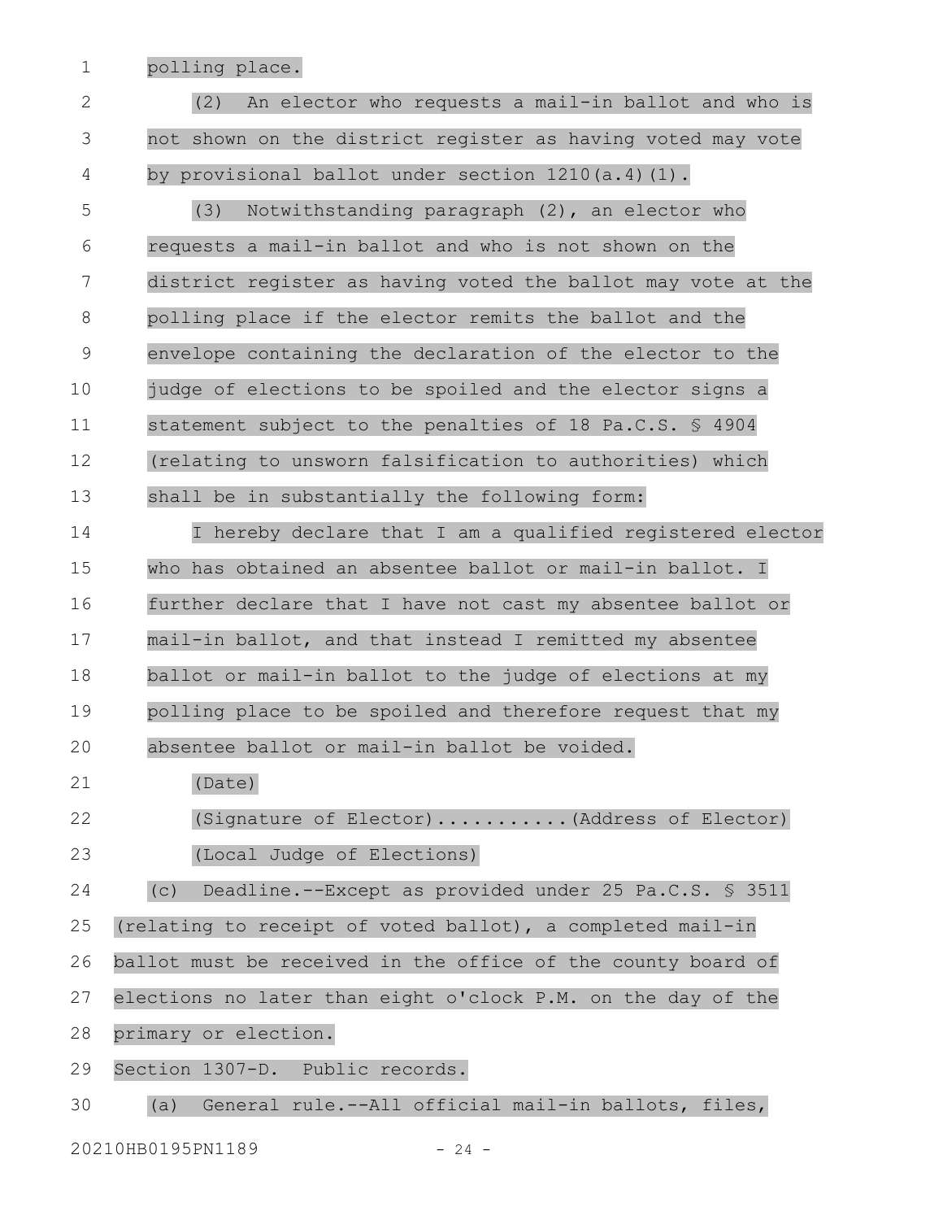polling place.

(2) An elector who requests a mail-in ballot and who is not shown on the district register as having voted may vote by provisional ballot under section 1210(a.4)(1).

(3) Notwithstanding paragraph (2), an elector who requests a mail-in ballot and who is not shown on the district register as having voted the ballot may vote at the polling place if the elector remits the ballot and the envelope containing the declaration of the elector to the judge of elections to be spoiled and the elector signs a statement subject to the penalties of 18 Pa.C.S. § 4904 (relating to unsworn falsification to authorities) which shall be in substantially the following form:

I hereby declare that I am a qualified registered elector who has obtained an absentee ballot or mail-in ballot. I further declare that I have not cast my absentee ballot or mail-in ballot, and that instead I remitted my absentee ballot or mail-in ballot to the judge of elections at my polling place to be spoiled and therefore request that my absentee ballot or mail-in ballot be voided.

(Date)

(Signature of Elector)...........(Address of Elector)

(Local Judge of Elections)

(c) Deadline.--Except as provided under 25 Pa.C.S. § 3511 (relating to receipt of voted ballot), a completed mail-in ballot must be received in the office of the county board of elections no later than eight o'clock P.M. on the day of the primary or election.

Section 1307-D. Public records.

(a) General rule.--All official mail-in ballots, files,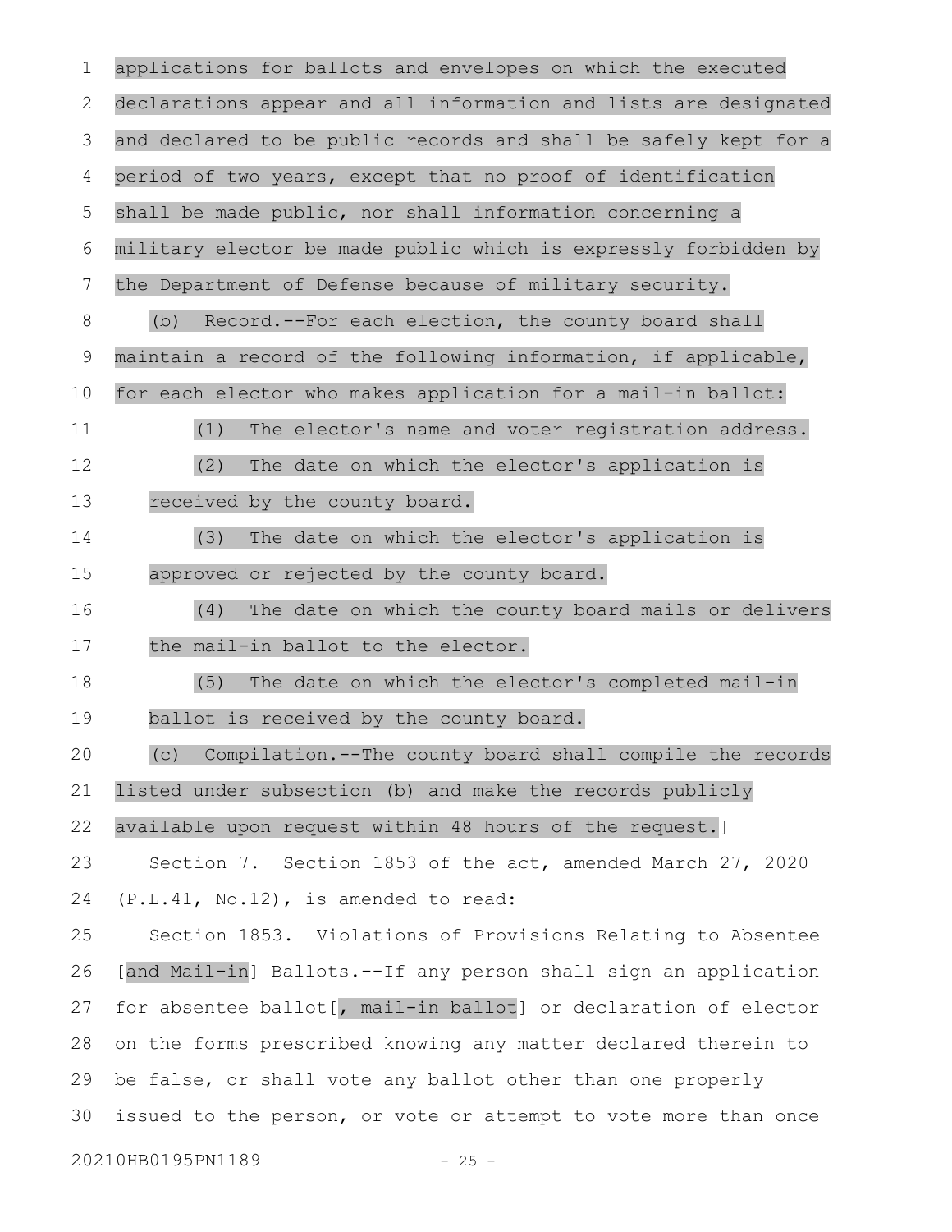applications for ballots and envelopes on which the executed declarations appear and all information and lists are designated and declared to be public records and shall be safely kept for a period of two years, except that no proof of identification shall be made public, nor shall information concerning a military elector be made public which is expressly forbidden by the Department of Defense because of military security.

(b) Record.--For each election, the county board shall maintain a record of the following information, if applicable, for each elector who makes application for a mail-in ballot:

(1) The elector's name and voter registration address.

(2) The date on which the elector's application is received by the county board.

(3) The date on which the elector's application is approved or rejected by the county board.

(4) The date on which the county board mails or delivers the mail-in ballot to the elector.

(5) The date on which the elector's completed mail-in ballot is received by the county board.

(c) Compilation.--The county board shall compile the records listed under subsection (b) and make the records publicly available upon request within 48 hours of the request.]

Section 7. Section 1853 of the act, amended March 27, 2020 (P.L.41, No.12), is amended to read:

Section 1853. Violations of Provisions Relating to Absentee [and Mail-in] Ballots.--If any person shall sign an application for absentee ballot[, mail-in ballot] or declaration of elector on the forms prescribed knowing any matter declared therein to be false, or shall vote any ballot other than one properly issued to the person, or vote or attempt to vote more than once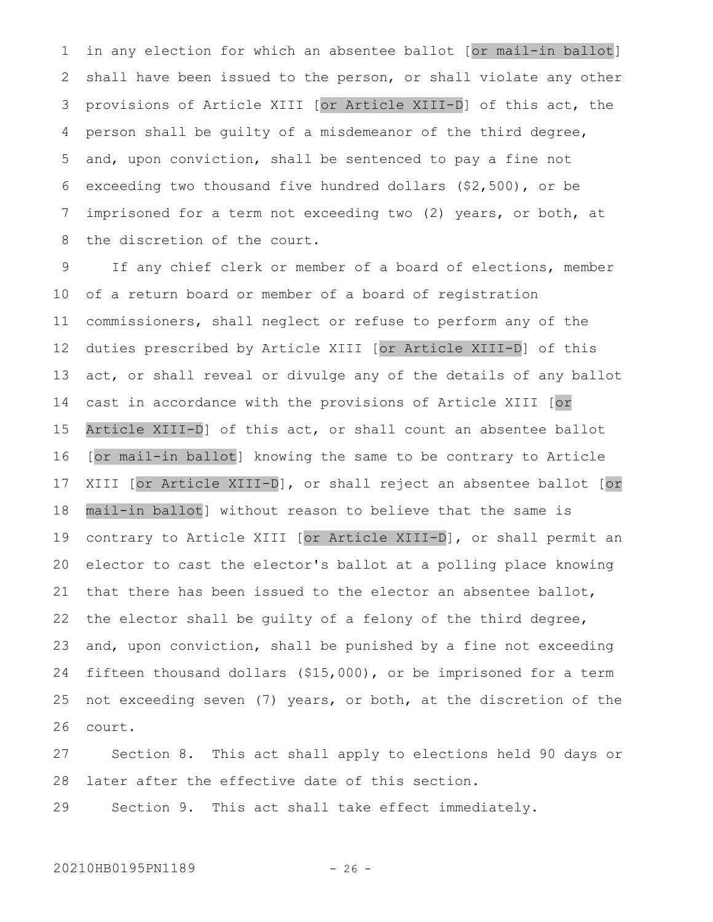in any election for which an absentee ballot [or mail-in ballot] shall have been issued to the person, or shall violate any other provisions of Article XIII [or Article XIII-D] of this act, the person shall be guilty of a misdemeanor of the third degree, and, upon conviction, shall be sentenced to pay a fine not exceeding two thousand five hundred dollars ($2,500), or be imprisoned for a term not exceeding two (2) years, or both, at the discretion of the court.

If any chief clerk or member of a board of elections, member of a return board or member of a board of registration commissioners, shall neglect or refuse to perform any of the duties prescribed by Article XIII [or Article XIII-D] of this act, or shall reveal or divulge any of the details of any ballot cast in accordance with the provisions of Article XIII [or Article XIII-D] of this act, or shall count an absentee ballot [or mail-in ballot] knowing the same to be contrary to Article XIII [or Article XIII-D], or shall reject an absentee ballot [or mail-in ballot] without reason to believe that the same is contrary to Article XIII [or Article XIII-D], or shall permit an elector to cast the elector's ballot at a polling place knowing that there has been issued to the elector an absentee ballot, the elector shall be guilty of a felony of the third degree, and, upon conviction, shall be punished by a fine not exceeding fifteen thousand dollars ($15,000), or be imprisoned for a term not exceeding seven (7) years, or both, at the discretion of the court.

Section 8. This act shall apply to elections held 90 days or later after the effective date of this section.

Section 9. This act shall take effect immediately.

20210HB0195PN1189